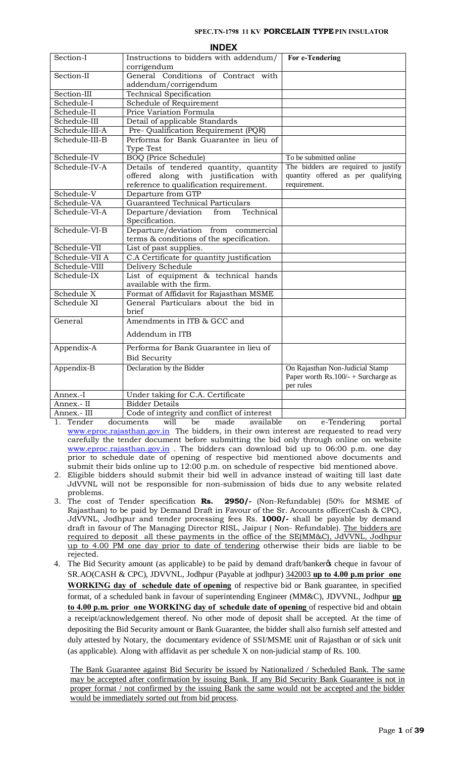**SPEC.TN-1798 11 KV PORCELAIN TYPE PIN INSULATOR**

# INDEX

| | | |
|---|---|---|
| Section-I | Instructions to bidders with addendum/ corrigendum | **For e-Tendering** |
| Section-II | General Conditions of Contract with addendum/corrigendum | |
| Section-III | Technical Specification | |
| Schedule-I | Schedule of Requirement | |
| Schedule-II | Price Variation Formula | |
| Schedule-III | Detail of applicable Standards | |
| Schedule-III-A | Pre- Qualification Requirement (PQR) | |
| Schedule-III-B | Performa for Bank Guarantee in lieu of Type Test | |
| Schedule-IV | BOQ (Price Schedule) | To be submitted online |
| Schedule-IV-A | Details of tendered quantity, quantity offered along with justification with reference to qualification requirement. | The bidders are required to justify quantity offered as per qualifying requirement. |
| Schedule-V | Departure from GTP | |
| Schedule-VA | Guaranteed Technical Particulars | |
| Schedule-VI-A | Departure/deviation from Technical Specification. | |
| Schedule-VI-B | Departure/deviation from commercial terms & conditions of the specification. | |
| Schedule-VII | List of past supplies. | |
| Schedule-VII A | C.A Certificate for quantity justification | |
| Schedule-VIII | Delivery Schedule | |
| Schedule-IX | List of equipment & technical hands available with the firm. | |
| Schedule X | Format of Affidavit for Rajasthan MSME | |
| Schedule XI | General Particulars about the bid in brief | |
| General | Amendments in ITB & GCC and Addendum in ITB | |
| Appendix-A | Performa for Bank Guarantee in lieu of Bid Security | |
| Appendix-B | Declaration by the Bidder | On Rajasthan Non-Judicial Stamp Paper worth Rs.100/- + Surcharge as per rules |
| Annex.-I | Under taking for C.A. Certificate | |
| Annex.- II | Bidder Details | |
| Annex.- III | Code of integrity and conflict of interest | |

1. Tender documents will be made available on e-Tendering portal www.eproc.rajasthan.gov.in The bidders, in their own interest are requested to read very carefully the tender document before submitting the bid only through online on website www.eproc.rajasthan.gov.in . The bidders can download bid up to 06:00 p.m. one day prior to schedule date of opening of respective bid mentioned above documents and submit their bids online up to 12:00 p.m. on schedule of respective bid mentioned above.
2. Eligible bidders should submit their bid well in advance instead of waiting till last date JdVVNL will not be responsible for non-submission of bids due to any website related problems.
3. The cost of Tender specification **Rs. 2950/-** (Non-Refundable) (50% for MSME of Rajasthan) to be paid by Demand Draft in Favour of the Sr. Accounts officer(Cash & CPC), JdVVNL, Jodhpur and tender processing fees Rs. **1000/-** shall be payable by demand draft in favour of The Managing Director RISL, Jaipur ( Non- Refundable). <u>The bidders are required to deposit all these payments in the office of the SE(MM&C), JdVVNL, Jodhpur up to 4.00 PM one day prior to date of tendering</u> otherwise their bids are liable to be rejected.
4. The Bid Security amount (as applicable) to be paid by demand draft/banker's cheque in favour of SR.AO(CASH & CPC), JDVVNL, Jodhpur (Payable at jodhpur) <u>342003</u> **<u>up to 4.00 p.m prior one WORKING day of schedule date of opening</u>** of respective bid or Bank guarantee, in specified format, of a scheduled bank in favour of superintending Engineer (MM&C), JDVVNL, Jodhpur **<u>up to 4.00 p.m. prior one WORKING day of schedule date of opening</u>** of respective bid and obtain a receipt/acknowledgement thereof. No other mode of deposit shall be accepted. At the time of depositing the Bid Security amount or Bank Guarantee, the bidder shall also furnish self attested and duly attested by Notary, the documentary evidence of SSI/MSME unit of Rajasthan or of sick unit (as applicable). Along with affidavit as per schedule X on non-judicial stamp of Rs. 100.

   <u>The Bank Guarantee against Bid Security be issued by Nationalized / Scheduled Bank. The same may be accepted after confirmation by issuing Bank. If any Bid Security Bank Guarantee is not in proper format / not confirmed by the issuing Bank the same would not be accepted and the bidder would be immediately sorted out from bid process</u>.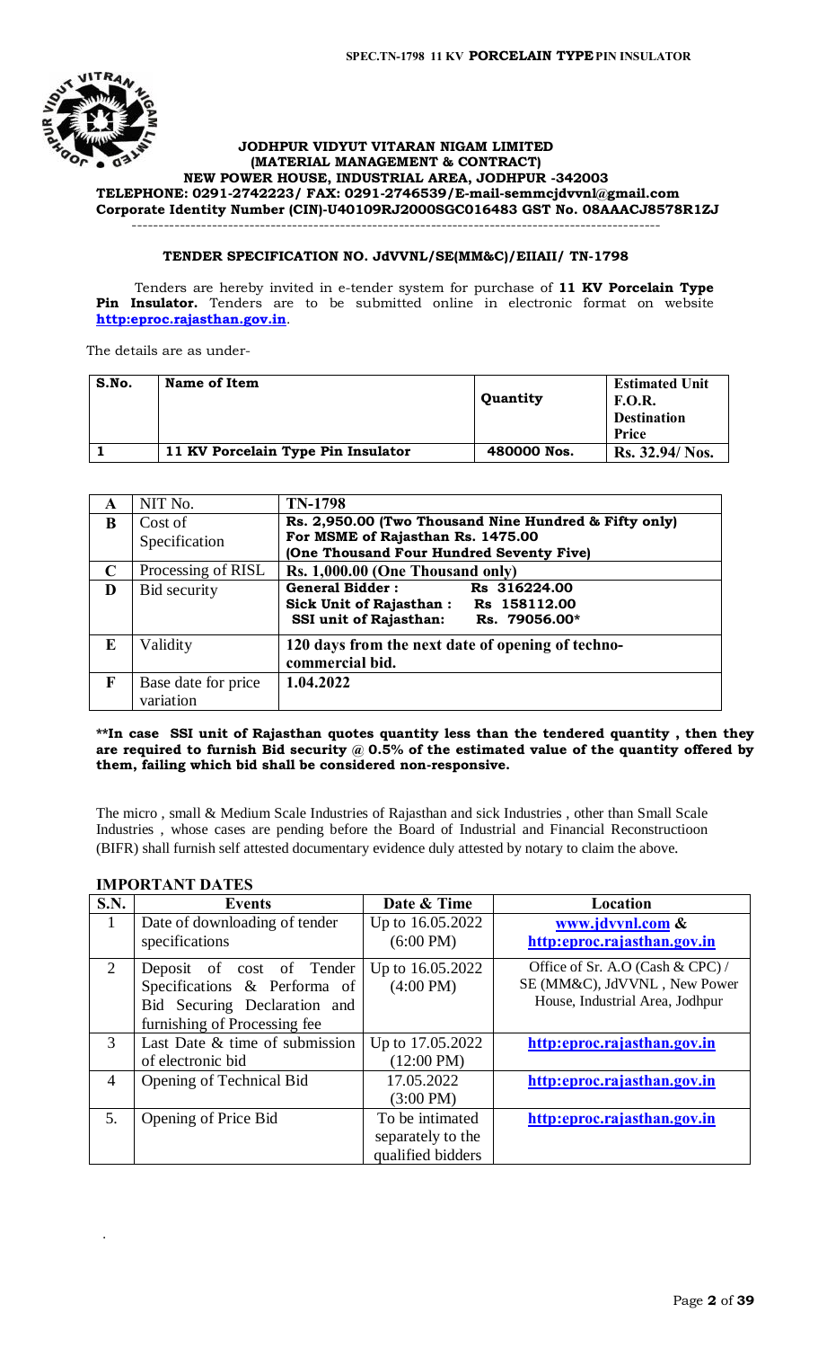**JODHPUR VIDYUT VITARAN NIGAM LIMITED**
**(MATERIAL MANAGEMENT & CONTRACT)**
**NEW POWER HOUSE, INDUSTRIAL AREA, JODHPUR -342003**
**TELEPHONE: 0291-2742223/ FAX: 0291-2746539/E-mail-semmcjdvvnl@gmail.com**
**Corporate Identity Number (CIN)-U40109RJ2000SGC016483 GST No. 08AAACJ8578R1ZJ**

---

## TENDER SPECIFICATION NO. JdVVNL/SE(MM&C)/EIIAII/ TN-1798

Tenders are hereby invited in e-tender system for purchase of **11 KV Porcelain Type Pin Insulator.** Tenders are to be submitted online in electronic format on website **http:eproc.rajasthan.gov.in**.

The details are as under-

| S.No. | Name of Item | Quantity | Estimated Unit F.O.R. Destination Price |
|---|---|---|---|
| 1 | 11 KV Porcelain Type Pin Insulator | 480000 Nos. | Rs. 32.94/ Nos. |

| | | |
|---|---|---|
| A | NIT No. | TN-1798 |
| B | Cost of Specification | Rs. 2,950.00 (Two Thousand Nine Hundred & Fifty only) For MSME of Rajasthan Rs. 1475.00 (One Thousand Four Hundred Seventy Five) |
| C | Processing of RISL | Rs. 1,000.00 (One Thousand only) |
| D | Bid security | General Bidder : Rs 316224.00<br>Sick Unit of Rajasthan : Rs 158112.00<br>SSI unit of Rajasthan: Rs. 79056.00* |
| E | Validity | 120 days from the next date of opening of techno-commercial bid. |
| F | Base date for price variation | 1.04.2022 |

**\*\*In case SSI unit of Rajasthan quotes quantity less than the tendered quantity , then they are required to furnish Bid security @ 0.5% of the estimated value of the quantity offered by them, failing which bid shall be considered non-responsive.**

The micro , small & Medium Scale Industries of Rajasthan and sick Industries , other than Small Scale Industries , whose cases are pending before the Board of Industrial and Financial Reconstructioon (BIFR) shall furnish self attested documentary evidence duly attested by notary to claim the above.

### IMPORTANT DATES

| S.N. | Events | Date & Time | Location |
|---|---|---|---|
| 1 | Date of downloading of tender specifications | Up to 16.05.2022 (6:00 PM) | www.jdvvnl.com & http:eproc.rajasthan.gov.in |
| 2 | Deposit of cost of Tender Specifications & Performa of Bid Securing Declaration and furnishing of Processing fee | Up to 16.05.2022 (4:00 PM) | Office of Sr. A.O (Cash & CPC) / SE (MM&C), JdVVNL , New Power House, Industrial Area, Jodhpur |
| 3 | Last Date & time of submission of electronic bid | Up to 17.05.2022 (12:00 PM) | http:eproc.rajasthan.gov.in |
| 4 | Opening of Technical Bid | 17.05.2022 (3:00 PM) | http:eproc.rajasthan.gov.in |
| 5. | Opening of Price Bid | To be intimated separately to the qualified bidders | http:eproc.rajasthan.gov.in |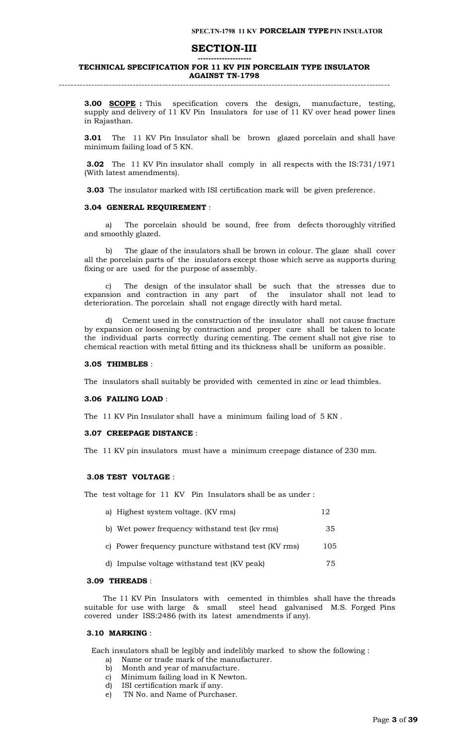# SECTION-III

## TECHNICAL SPECIFICATION FOR 11 KV PIN PORCELAIN TYPE INSULATOR AGAINST TN-1798

**3.00** **SCOPE :** This specification covers the design, manufacture, testing, supply and delivery of 11 KV Pin Insulators for use of 11 KV over head power lines in Rajasthan.

**3.01** The 11 KV Pin Insulator shall be brown glazed porcelain and shall have minimum failing load of 5 KN.

**3.02** The 11 KV Pin insulator shall comply in all respects with the IS:731/1971 (With latest amendments).

**3.03** The insulator marked with ISI certification mark will be given preference.

### 3.04 GENERAL REQUIREMENT :

a) The porcelain should be sound, free from defects thoroughly vitrified and smoothly glazed.

b) The glaze of the insulators shall be brown in colour. The glaze shall cover all the porcelain parts of the insulators except those which serve as supports during fixing or are used for the purpose of assembly.

c) The design of the insulator shall be such that the stresses due to expansion and contraction in any part of the insulator shall not lead to deterioration. The porcelain shall not engage directly with hard metal.

d) Cement used in the construction of the insulator shall not cause fracture by expansion or loosening by contraction and proper care shall be taken to locate the individual parts correctly during cementing. The cement shall not give rise to chemical reaction with metal fitting and its thickness shall be uniform as possible.

### 3.05 THIMBLES :

The insulators shall suitably be provided with cemented in zinc or lead thimbles.

### 3.06 FAILING LOAD :

The 11 KV Pin Insulator shall have a minimum failing load of 5 KN .

### 3.07 CREEPAGE DISTANCE :

The 11 KV pin insulators must have a minimum creepage distance of 230 mm.

### 3.08 TEST VOLTAGE :

The test voltage for 11 KV Pin Insulators shall be as under :

| | |
|---|---|
| a) Highest system voltage. (KV rms) | 12 |
| b) Wet power frequency withstand test (kv rms) | 35 |
| c) Power frequency puncture withstand test (KV rms) | 105 |
| d) Impulse voltage withstand test (KV peak) | 75 |

### 3.09 THREADS :

The 11 KV Pin Insulators with cemented in thimbles shall have the threads suitable for use with large & small steel head galvanised M.S. Forged Pins covered under ISS:2486 (with its latest amendments if any).

### 3.10 MARKING :

Each insulators shall be legibly and indelibly marked to show the following :

a) Name or trade mark of the manufacturer.
b) Month and year of manufacture.
c) Minimum failing load in K Newton.
d) ISI certification mark if any.
e) TN No. and Name of Purchaser.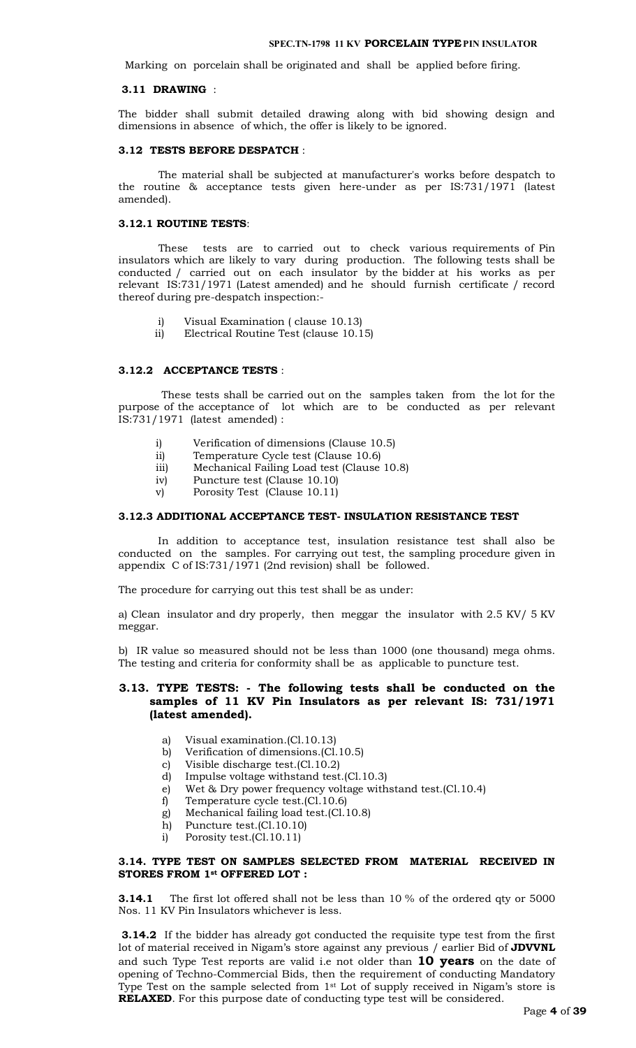Marking on porcelain shall be originated and shall be applied before firing.

### 3.11 DRAWING :

The bidder shall submit detailed drawing along with bid showing design and dimensions in absence of which, the offer is likely to be ignored.

### 3.12 TESTS BEFORE DESPATCH :

The material shall be subjected at manufacturer's works before despatch to the routine & acceptance tests given here-under as per IS:731/1971 (latest amended).

#### 3.12.1 ROUTINE TESTS:

These tests are to carried out to check various requirements of Pin insulators which are likely to vary during production. The following tests shall be conducted / carried out on each insulator by the bidder at his works as per relevant IS:731/1971 (Latest amended) and he should furnish certificate / record thereof during pre-despatch inspection:-

i) Visual Examination ( clause 10.13)
ii) Electrical Routine Test (clause 10.15)

#### 3.12.2 ACCEPTANCE TESTS :

These tests shall be carried out on the samples taken from the lot for the purpose of the acceptance of lot which are to be conducted as per relevant IS:731/1971 (latest amended) :

i) Verification of dimensions (Clause 10.5)
ii) Temperature Cycle test (Clause 10.6)
iii) Mechanical Failing Load test (Clause 10.8)
iv) Puncture test (Clause 10.10)
v) Porosity Test (Clause 10.11)

#### 3.12.3 ADDITIONAL ACCEPTANCE TEST- INSULATION RESISTANCE TEST

In addition to acceptance test, insulation resistance test shall also be conducted on the samples. For carrying out test, the sampling procedure given in appendix C of IS:731/1971 (2nd revision) shall be followed.

The procedure for carrying out this test shall be as under:

a) Clean insulator and dry properly, then meggar the insulator with 2.5 KV/ 5 KV meggar.

b) IR value so measured should not be less than 1000 (one thousand) mega ohms. The testing and criteria for conformity shall be as applicable to puncture test.

### 3.13. TYPE TESTS: - The following tests shall be conducted on the samples of 11 KV Pin Insulators as per relevant IS: 731/1971 (latest amended).

a) Visual examination.(Cl.10.13)
b) Verification of dimensions.(Cl.10.5)
c) Visible discharge test.(Cl.10.2)
d) Impulse voltage withstand test.(Cl.10.3)
e) Wet & Dry power frequency voltage withstand test.(Cl.10.4)
f) Temperature cycle test.(Cl.10.6)
g) Mechanical failing load test.(Cl.10.8)
h) Puncture test.(Cl.10.10)
i) Porosity test.(Cl.10.11)

### 3.14. TYPE TEST ON SAMPLES SELECTED FROM MATERIAL RECEIVED IN STORES FROM 1st OFFERED LOT :

**3.14.1** The first lot offered shall not be less than 10 % of the ordered qty or 5000 Nos. 11 KV Pin Insulators whichever is less.

**3.14.2** If the bidder has already got conducted the requisite type test from the first lot of material received in Nigam's store against any previous / earlier Bid of **JDVVNL** and such Type Test reports are valid i.e not older than **10 years** on the date of opening of Techno-Commercial Bids, then the requirement of conducting Mandatory Type Test on the sample selected from 1st Lot of supply received in Nigam's store is **RELAXED**. For this purpose date of conducting type test will be considered.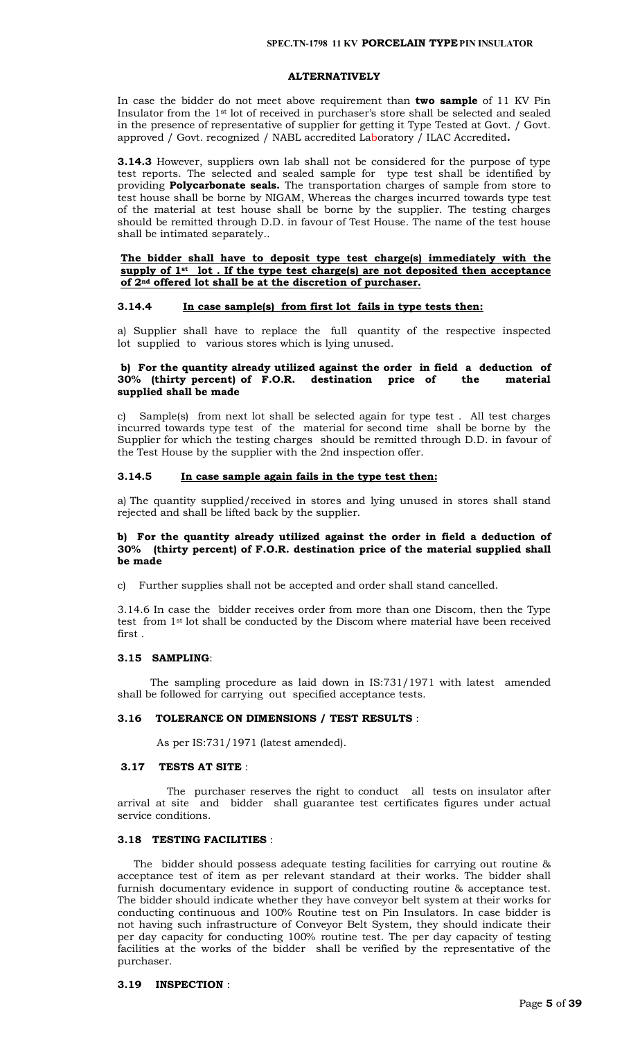**ALTERNATIVELY**

In case the bidder do not meet above requirement than **two sample** of 11 KV Pin Insulator from the 1st of lot of received in purchaser's store shall be selected and sealed in the presence of representative of supplier for getting it Type Tested at Govt. / Govt. approved / Govt. recognized / NABL accredited Laboratory / ILAC Accredited**.**

**3.14.3** However, suppliers own lab shall not be considered for the purpose of type test reports. The selected and sealed sample for type test shall be identified by providing **Polycarbonate seals.** The transportation charges of sample from store to test house shall be borne by NIGAM, Whereas the charges incurred towards type test of the material at test house shall be borne by the supplier. The testing charges should be remitted through D.D. in favour of Test House. The name of the test house shall be intimated separately..

**The bidder shall have to deposit type test charge(s) immediately with the supply of 1st lot . If the type test charge(s) are not deposited then acceptance of 2nd offered lot shall be at the discretion of purchaser.**

### 3.14.4 In case sample(s) from first lot fails in type tests then:

a) Supplier shall have to replace the full quantity of the respective inspected lot supplied to various stores which is lying unused.

**b) For the quantity already utilized against the order in field a deduction of 30% (thirty percent) of F.O.R. destination price of the material supplied shall be made**

c) Sample(s) from next lot shall be selected again for type test . All test charges incurred towards type test of the material for second time shall be borne by the Supplier for which the testing charges should be remitted through D.D. in favour of the Test House by the supplier with the 2nd inspection offer.

### 3.14.5 In case sample again fails in the type test then:

a) The quantity supplied/received in stores and lying unused in stores shall stand rejected and shall be lifted back by the supplier.

**b) For the quantity already utilized against the order in field a deduction of 30% (thirty percent) of F.O.R. destination price of the material supplied shall be made**

c) Further supplies shall not be accepted and order shall stand cancelled.

3.14.6 In case the bidder receives order from more than one Discom, then the Type test from 1st lot shall be conducted by the Discom where material have been received first .

### 3.15 SAMPLING:

The sampling procedure as laid down in IS:731/1971 with latest amended shall be followed for carrying out specified acceptance tests.

### 3.16 TOLERANCE ON DIMENSIONS / TEST RESULTS :

As per IS:731/1971 (latest amended).

### 3.17 TESTS AT SITE :

The purchaser reserves the right to conduct all tests on insulator after arrival at site and bidder shall guarantee test certificates figures under actual service conditions.

### 3.18 TESTING FACILITIES :

The bidder should possess adequate testing facilities for carrying out routine & acceptance test of item as per relevant standard at their works. The bidder shall furnish documentary evidence in support of conducting routine & acceptance test. The bidder should indicate whether they have conveyor belt system at their works for conducting continuous and 100% Routine test on Pin Insulators. In case bidder is not having such infrastructure of Conveyor Belt System, they should indicate their per day capacity for conducting 100% routine test. The per day capacity of testing facilities at the works of the bidder shall be verified by the representative of the purchaser.

### 3.19 INSPECTION :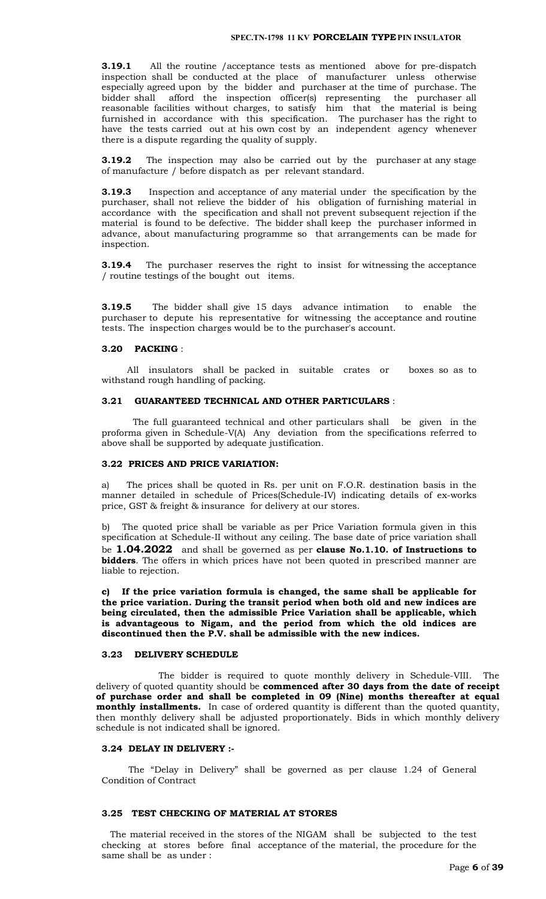**3.19.1** All the routine /acceptance tests as mentioned above for pre-dispatch inspection shall be conducted at the place of manufacturer unless otherwise especially agreed upon by the bidder and purchaser at the time of purchase. The bidder shall afford the inspection officer(s) representing the purchaser all reasonable facilities without charges, to satisfy him that the material is being furnished in accordance with this specification. The purchaser has the right to have the tests carried out at his own cost by an independent agency whenever there is a dispute regarding the quality of supply.

**3.19.2** The inspection may also be carried out by the purchaser at any stage of manufacture / before dispatch as per relevant standard.

**3.19.3** Inspection and acceptance of any material under the specification by the purchaser, shall not relieve the bidder of his obligation of furnishing material in accordance with the specification and shall not prevent subsequent rejection if the material is found to be defective. The bidder shall keep the purchaser informed in advance, about manufacturing programme so that arrangements can be made for inspection.

**3.19.4** The purchaser reserves the right to insist for witnessing the acceptance / routine testings of the bought out items.

**3.19.5** The bidder shall give 15 days advance intimation to enable the purchaser to depute his representative for witnessing the acceptance and routine tests. The inspection charges would be to the purchaser's account.

### 3.20 PACKING :

All insulators shall be packed in suitable crates or boxes so as to withstand rough handling of packing.

### 3.21 GUARANTEED TECHNICAL AND OTHER PARTICULARS :

The full guaranteed technical and other particulars shall be given in the proforma given in Schedule-V(A) Any deviation from the specifications referred to above shall be supported by adequate justification.

### 3.22 PRICES AND PRICE VARIATION:

a) The prices shall be quoted in Rs. per unit on F.O.R. destination basis in the manner detailed in schedule of Prices(Schedule-IV) indicating details of ex-works price, GST & freight & insurance for delivery at our stores.

b) The quoted price shall be variable as per Price Variation formula given in this specification at Schedule-II without any ceiling. The base date of price variation shall be **1.04.2022** and shall be governed as per **clause No.1.10. of Instructions to bidders**. The offers in which prices have not been quoted in prescribed manner are liable to rejection.

**c) If the price variation formula is changed, the same shall be applicable for the price variation. During the transit period when both old and new indices are being circulated, then the admissible Price Variation shall be applicable, which is advantageous to Nigam, and the period from which the old indices are discontinued then the P.V. shall be admissible with the new indices.**

### 3.23 DELIVERY SCHEDULE

The bidder is required to quote monthly delivery in Schedule-VIII. The delivery of quoted quantity should be **commenced after 30 days from the date of receipt of purchase order and shall be completed in 09 (Nine) months thereafter at equal monthly installments.** In case of ordered quantity is different than the quoted quantity, then monthly delivery shall be adjusted proportionately. Bids in which monthly delivery schedule is not indicated shall be ignored.

### 3.24 DELAY IN DELIVERY :-

The "Delay in Delivery" shall be governed as per clause 1.24 of General Condition of Contract

### 3.25 TEST CHECKING OF MATERIAL AT STORES

The material received in the stores of the NIGAM shall be subjected to the test checking at stores before final acceptance of the material, the procedure for the same shall be as under :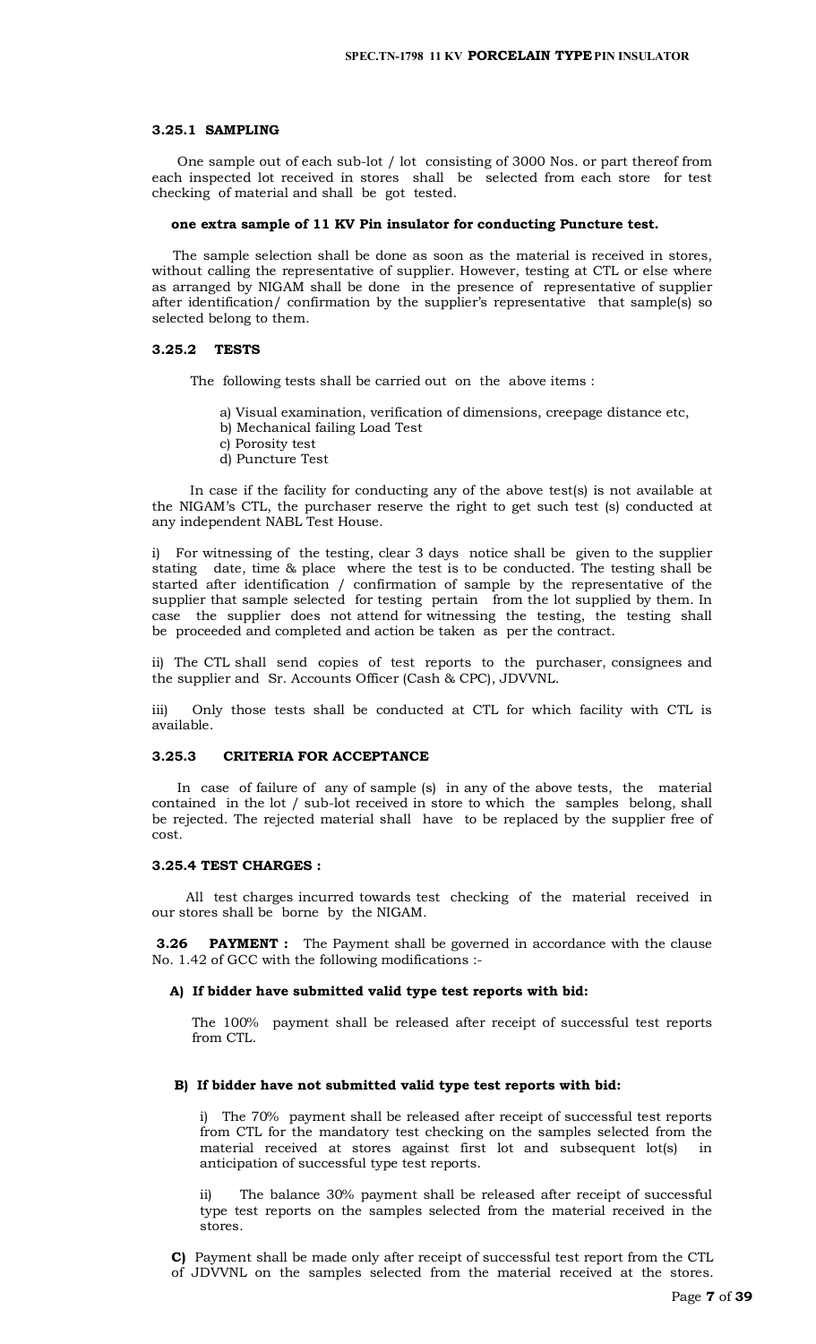#### 3.25.1 SAMPLING

One sample out of each sub-lot / lot consisting of 3000 Nos. or part thereof from each inspected lot received in stores shall be selected from each store for test checking of material and shall be got tested.

**one extra sample of 11 KV Pin insulator for conducting Puncture test.**

The sample selection shall be done as soon as the material is received in stores, without calling the representative of supplier. However, testing at CTL or else where as arranged by NIGAM shall be done in the presence of representative of supplier after identification/ confirmation by the supplier's representative that sample(s) so selected belong to them.

#### 3.25.2 TESTS

The following tests shall be carried out on the above items :

a) Visual examination, verification of dimensions, creepage distance etc,
b) Mechanical failing Load Test
c) Porosity test
d) Puncture Test

In case if the facility for conducting any of the above test(s) is not available at the NIGAM's CTL, the purchaser reserve the right to get such test (s) conducted at any independent NABL Test House.

i) For witnessing of the testing, clear 3 days notice shall be given to the supplier stating date, time & place where the test is to be conducted. The testing shall be started after identification / confirmation of sample by the representative of the supplier that sample selected for testing pertain from the lot supplied by them. In case the supplier does not attend for witnessing the testing, the testing shall be proceeded and completed and action be taken as per the contract.

ii) The CTL shall send copies of test reports to the purchaser, consignees and the supplier and Sr. Accounts Officer (Cash & CPC), JDVVNL.

iii) Only those tests shall be conducted at CTL for which facility with CTL is available.

#### 3.25.3 CRITERIA FOR ACCEPTANCE

In case of failure of any of sample (s) in any of the above tests, the material contained in the lot / sub-lot received in store to which the samples belong, shall be rejected. The rejected material shall have to be replaced by the supplier free of cost.

#### 3.25.4 TEST CHARGES :

All test charges incurred towards test checking of the material received in our stores shall be borne by the NIGAM.

**3.26 PAYMENT :** The Payment shall be governed in accordance with the clause No. 1.42 of GCC with the following modifications :-

**A) If bidder have submitted valid type test reports with bid:**

The 100% payment shall be released after receipt of successful test reports from CTL.

**B) If bidder have not submitted valid type test reports with bid:**

i) The 70% payment shall be released after receipt of successful test reports from CTL for the mandatory test checking on the samples selected from the material received at stores against first lot and subsequent lot(s) in anticipation of successful type test reports.

ii) The balance 30% payment shall be released after receipt of successful type test reports on the samples selected from the material received in the stores.

**C)** Payment shall be made only after receipt of successful test report from the CTL of JDVVNL on the samples selected from the material received at the stores.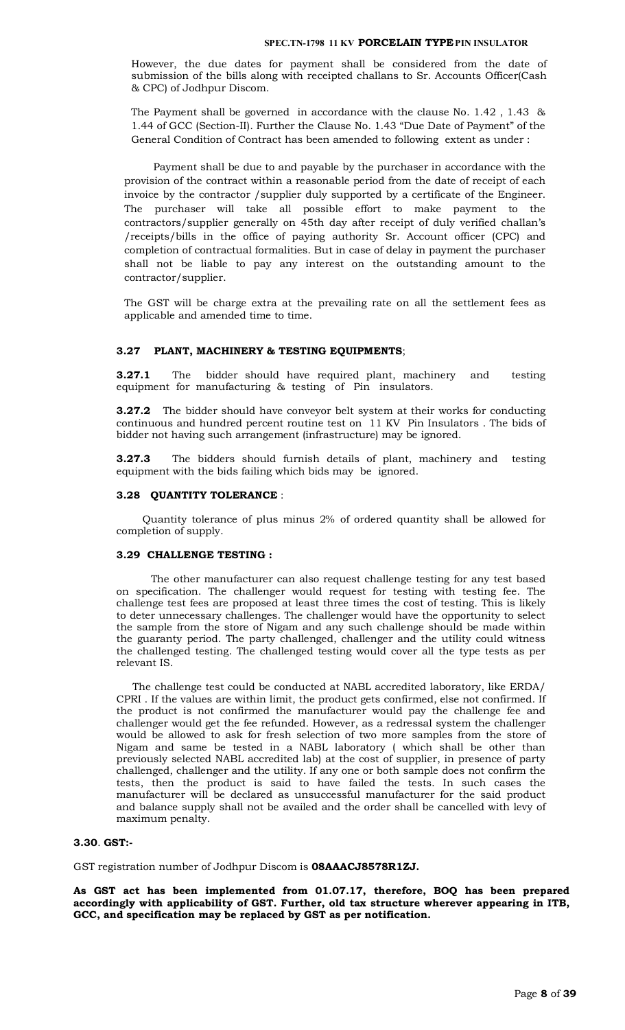However, the due dates for payment shall be considered from the date of submission of the bills along with receipted challans to Sr. Accounts Officer(Cash & CPC) of Jodhpur Discom.

The Payment shall be governed in accordance with the clause No. 1.42 , 1.43 & 1.44 of GCC (Section-II). Further the Clause No. 1.43 "Due Date of Payment" of the General Condition of Contract has been amended to following extent as under :

Payment shall be due to and payable by the purchaser in accordance with the provision of the contract within a reasonable period from the date of receipt of each invoice by the contractor /supplier duly supported by a certificate of the Engineer. The purchaser will take all possible effort to make payment to the contractors/supplier generally on 45th day after receipt of duly verified challan's /receipts/bills in the office of paying authority Sr. Account officer (CPC) and completion of contractual formalities. But in case of delay in payment the purchaser shall not be liable to pay any interest on the outstanding amount to the contractor/supplier.

The GST will be charge extra at the prevailing rate on all the settlement fees as applicable and amended time to time.

### 3.27 PLANT, MACHINERY & TESTING EQUIPMENTS;

**3.27.1** The bidder should have required plant, machinery and testing equipment for manufacturing & testing of Pin insulators.

**3.27.2** The bidder should have conveyor belt system at their works for conducting continuous and hundred percent routine test on 11 KV Pin Insulators . The bids of bidder not having such arrangement (infrastructure) may be ignored.

**3.27.3** The bidders should furnish details of plant, machinery and testing equipment with the bids failing which bids may be ignored.

### 3.28 QUANTITY TOLERANCE :

Quantity tolerance of plus minus 2% of ordered quantity shall be allowed for completion of supply.

### 3.29 CHALLENGE TESTING :

The other manufacturer can also request challenge testing for any test based on specification. The challenger would request for testing with testing fee. The challenge test fees are proposed at least three times the cost of testing. This is likely to deter unnecessary challenges. The challenger would have the opportunity to select the sample from the store of Nigam and any such challenge should be made within the guaranty period. The party challenged, challenger and the utility could witness the challenged testing. The challenged testing would cover all the type tests as per relevant IS.

The challenge test could be conducted at NABL accredited laboratory, like ERDA/ CPRI . If the values are within limit, the product gets confirmed, else not confirmed. If the product is not confirmed the manufacturer would pay the challenge fee and challenger would get the fee refunded. However, as a redressal system the challenger would be allowed to ask for fresh selection of two more samples from the store of Nigam and same be tested in a NABL laboratory ( which shall be other than previously selected NABL accredited lab) at the cost of supplier, in presence of party challenged, challenger and the utility. If any one or both sample does not confirm the tests, then the product is said to have failed the tests. In such cases the manufacturer will be declared as unsuccessful manufacturer for the said product and balance supply shall not be availed and the order shall be cancelled with levy of maximum penalty.

### 3.30. GST:-

GST registration number of Jodhpur Discom is **08AAACJ8578R1ZJ.**

**As GST act has been implemented from 01.07.17, therefore, BOQ has been prepared accordingly with applicability of GST. Further, old tax structure wherever appearing in ITB, GCC, and specification may be replaced by GST as per notification.**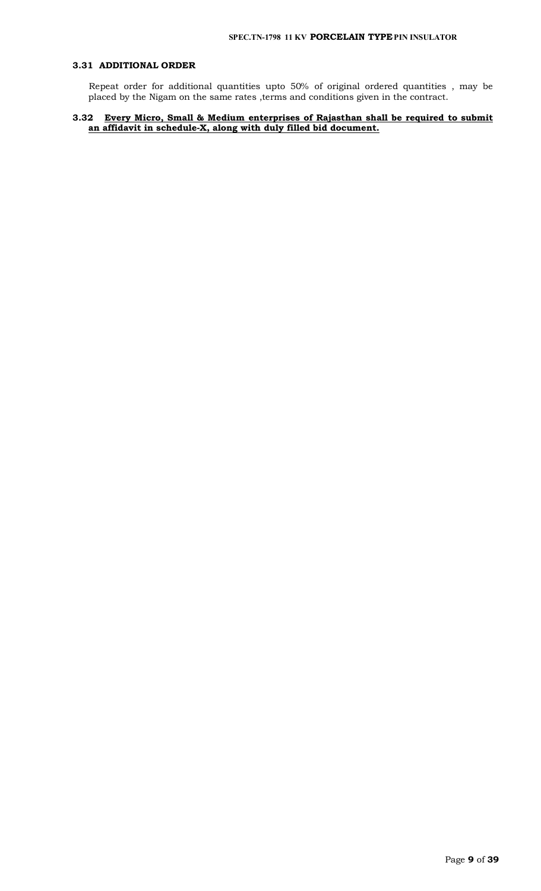### 3.31 ADDITIONAL ORDER

Repeat order for additional quantities upto 50% of original ordered quantities , may be placed by the Nigam on the same rates ,terms and conditions given in the contract.

### 3.32 **Every Micro, Small & Medium enterprises of Rajasthan shall be required to submit an affidavit in schedule-X, along with duly filled bid document.**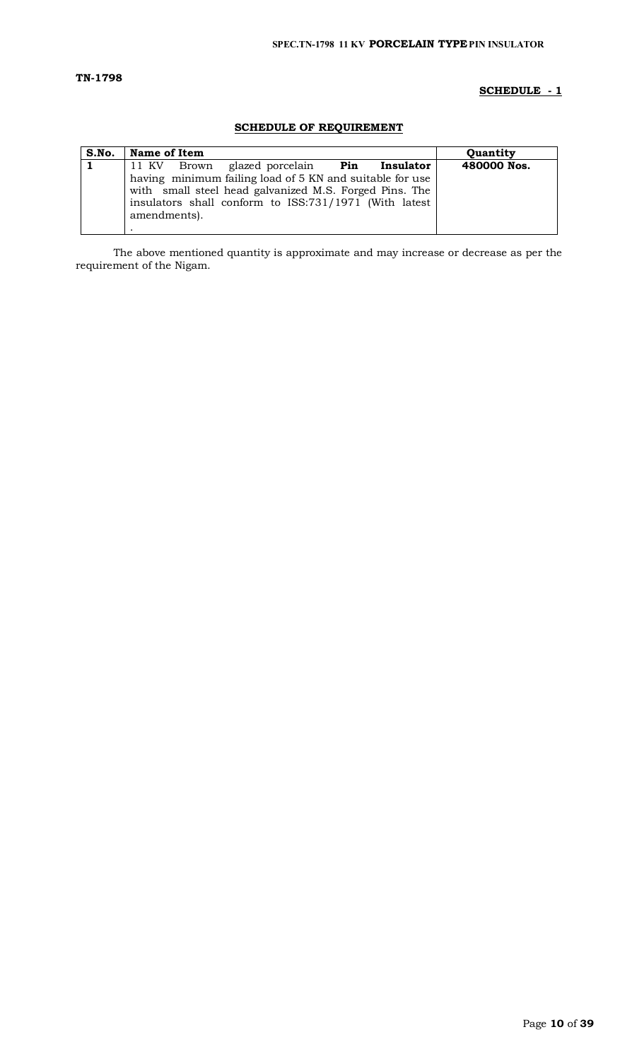**TN-1798**

**SCHEDULE - 1**

## SCHEDULE OF REQUIREMENT

| S.No. | Name of Item | Quantity |
|---|---|---|
| 1 | 11 KV Brown glazed porcelain **Pin Insulator** having minimum failing load of 5 KN and suitable for use with small steel head galvanized M.S. Forged Pins. The insulators shall conform to ISS:731/1971 (With latest amendments). . | **480000 Nos.** |

The above mentioned quantity is approximate and may increase or decrease as per the requirement of the Nigam.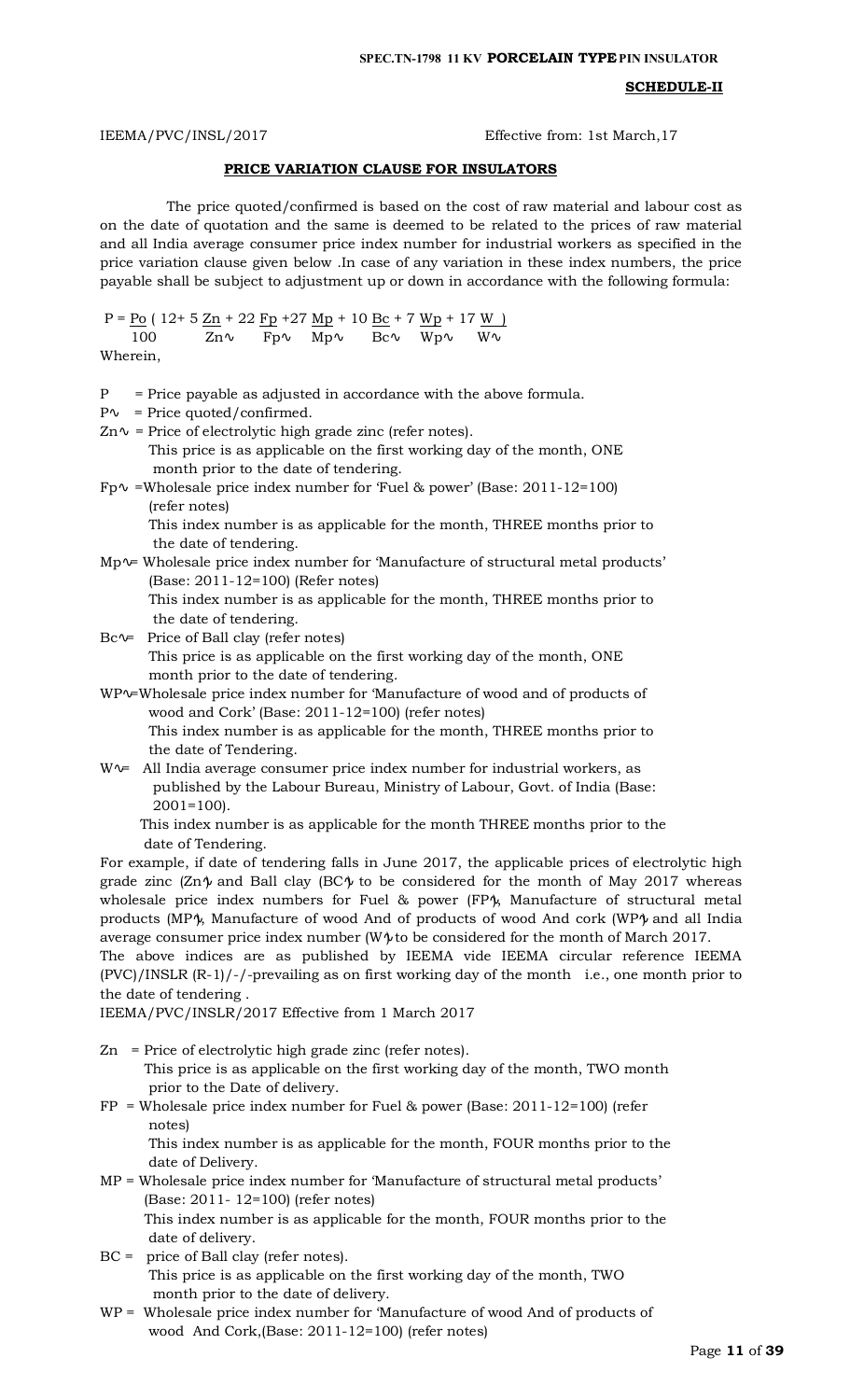**SCHEDULE-II**

IEEMA/PVC/INSL/2017 Effective from: 1st March,17

**PRICE VARIATION CLAUSE FOR INSULATORS**

The price quoted/confirmed is based on the cost of raw material and labour cost as on the date of quotation and the same is deemed to be related to the prices of raw material and all India average consumer price index number for industrial workers as specified in the price variation clause given below .In case of any variation in these index numbers, the price payable shall be subject to adjustment up or down in accordance with the following formula:

$$P = \frac{P_o}{100}\left(12 + 5\frac{Zn}{Zn_o} + 22\frac{Fp}{Fp_o} + 27\frac{Mp}{Mp_o} + 10\frac{Bc}{Bc_o} + 7\frac{Wp}{Wp_o} + 17\frac{W}{W_o}\right)$$

Wherein,

$P$ = Price payable as adjusted in accordance with the above formula.

$P_o$ = Price quoted/confirmed.

$Zn_o$ = Price of electrolytic high grade zinc (refer notes).
This price is as applicable on the first working day of the month, ONE month prior to the date of tendering.

$Fp_o$ =Wholesale price index number for 'Fuel & power' (Base: 2011-12=100) (refer notes)
This index number is as applicable for the month, THREE months prior to the date of tendering.

$Mp_o$= Wholesale price index number for 'Manufacture of structural metal products' (Base: 2011-12=100) (Refer notes)
This index number is as applicable for the month, THREE months prior to the date of tendering.

$Bc_o$= Price of Ball clay (refer notes)
This price is as applicable on the first working day of the month, ONE month prior to the date of tendering.

$WP_o$=Wholesale price index number for 'Manufacture of wood and of products of wood and Cork' (Base: 2011-12=100) (refer notes)
This index number is as applicable for the month, THREE months prior to the date of Tendering.

$W_o$= All India average consumer price index number for industrial workers, as published by the Labour Bureau, Ministry of Labour, Govt. of India (Base: 2001=100).
This index number is as applicable for the month THREE months prior to the date of Tendering.

For example, if date of tendering falls in June 2017, the applicable prices of electrolytic high grade zinc ($Zn_o$) and Ball clay ($BC_o$) to be considered for the month of May 2017 whereas wholesale price index numbers for Fuel & power ($FP_o$), Manufacture of structural metal products ($MP_o$), Manufacture of wood And of products of wood And cork ($WP_o$) and all India average consumer price index number ($W_o$) to be considered for the month of March 2017.

The above indices are as published by IEEMA vide IEEMA circular reference IEEMA (PVC)/INSLR (R-1)/-/-prevailing as on first working day of the month i.e., one month prior to the date of tendering .

IEEMA/PVC/INSLR/2017 Effective from 1 March 2017

Zn = Price of electrolytic high grade zinc (refer notes).
This price is as applicable on the first working day of the month, TWO month prior to the Date of delivery.

FP = Wholesale price index number for Fuel & power (Base: 2011-12=100) (refer notes)
This index number is as applicable for the month, FOUR months prior to the date of Delivery.

MP = Wholesale price index number for 'Manufacture of structural metal products' (Base: 2011- 12=100) (refer notes)
This index number is as applicable for the month, FOUR months prior to the date of delivery.

BC = price of Ball clay (refer notes).
This price is as applicable on the first working day of the month, TWO month prior to the date of delivery.

WP = Wholesale price index number for 'Manufacture of wood And of products of wood And Cork,(Base: 2011-12=100) (refer notes)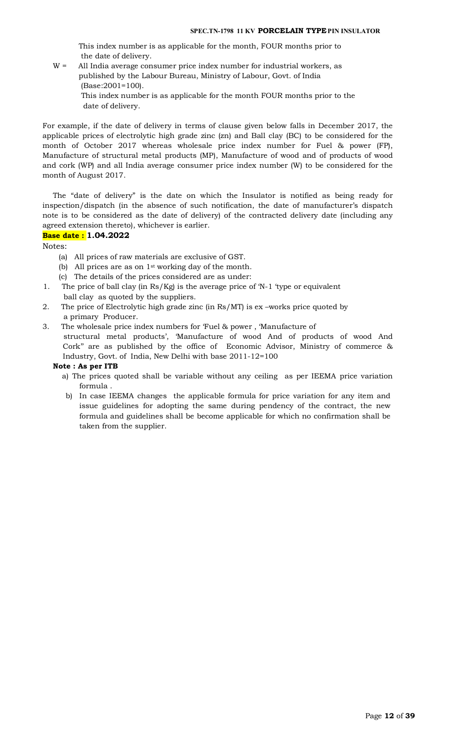This index number is as applicable for the month, FOUR months prior to the date of delivery.

W = All India average consumer price index number for industrial workers, as published by the Labour Bureau, Ministry of Labour, Govt. of India (Base:2001=100).
This index number is as applicable for the month FOUR months prior to the date of delivery.

For example, if the date of delivery in terms of clause given below falls in December 2017, the applicable prices of electrolytic high grade zinc (zn) and Ball clay (BC) to be considered for the month of October 2017 whereas wholesale price index number for Fuel & power (FP), Manufacture of structural metal products (MP), Manufacture of wood and of products of wood and cork (WP) and all India average consumer price index number (W) to be considered for the month of August 2017.

The "date of delivery" is the date on which the Insulator is notified as being ready for inspection/dispatch (in the absence of such notification, the date of manufacturer's dispatch note is to be considered as the date of delivery) of the contracted delivery date (including any agreed extension thereto), whichever is earlier.

**Base date : 1.04.2022**

Notes:

(a) All prices of raw materials are exclusive of GST.
(b) All prices are as on 1st working day of the month.
(c) The details of the prices considered are as under:

1. The price of ball clay (in Rs/Kg) is the average price of 'N-1 'type or equivalent ball clay as quoted by the suppliers.
2. The price of Electrolytic high grade zinc (in Rs/MT) is ex –works price quoted by a primary Producer.
3. The wholesale price index numbers for 'Fuel & power , 'Manufacture of structural metal products', 'Manufacture of wood And of products of wood And Cork" are as published by the office of Economic Advisor, Ministry of commerce & Industry, Govt. of India, New Delhi with base 2011-12=100

**Note : As per ITB**

a) The prices quoted shall be variable without any ceiling as per IEEMA price variation formula .
b) In case IEEMA changes the applicable formula for price variation for any item and issue guidelines for adopting the same during pendency of the contract, the new formula and guidelines shall be become applicable for which no confirmation shall be taken from the supplier.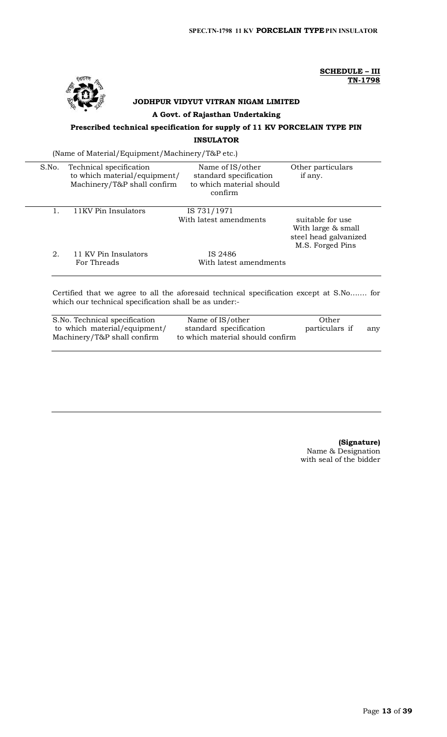**SCHEDULE – III**
**TN-1798**

**JODHPUR VIDYUT VITRAN NIGAM LIMITED**

**A Govt. of Rajasthan Undertaking**

**Prescribed technical specification for supply of 11 KV PORCELAIN TYPE PIN INSULATOR**

(Name of Material/Equipment/Machinery/T&P etc.)

| S.No. | Technical specification to which material/equipment/ Machinery/T&P shall confirm | Name of IS/other standard specification to which material should confirm | Other particulars if any. |
|---|---|---|---|
| 1. | 11KV Pin Insulators | IS 731/1971 With latest amendments | suitable for use With large & small steel head galvanized M.S. Forged Pins |
| 2. | 11 KV Pin Insulators For Threads | IS 2486 With latest amendments | |

Certified that we agree to all the aforesaid technical specification except at S.No....... for which our technical specification shall be as under:-

| S.No. Technical specification to which material/equipment/ Machinery/T&P shall confirm | Name of IS/other standard specification to which material should confirm | Other particulars if any |
|---|---|---|
| | | |

**(Signature)**
Name & Designation
with seal of the bidder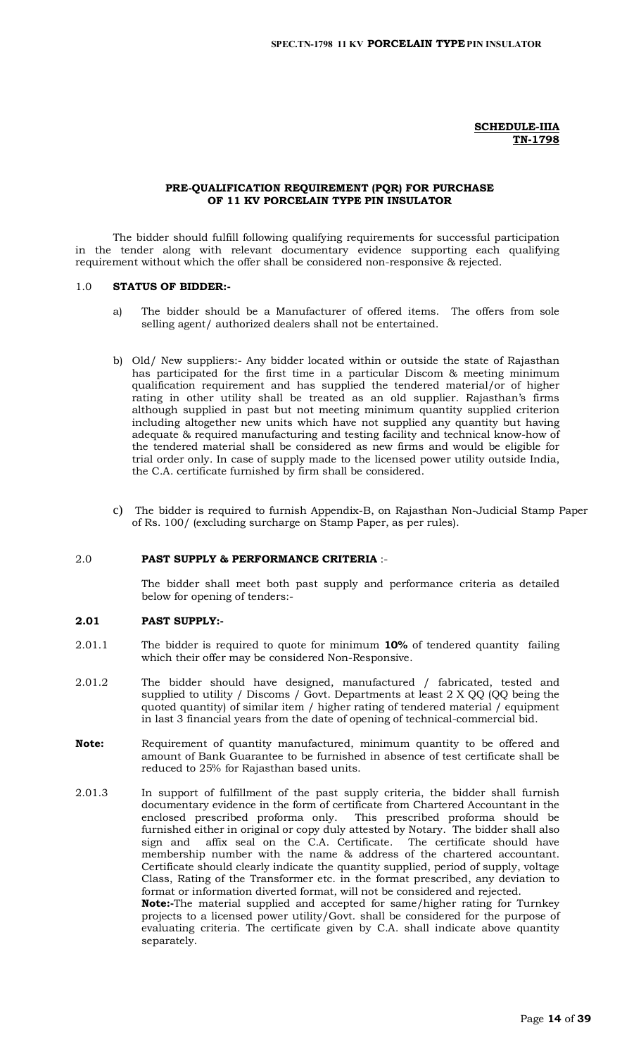**SCHEDULE-IIIA**
**TN-1798**

## PRE-QUALIFICATION REQUIREMENT (PQR) FOR PURCHASE OF 11 KV PORCELAIN TYPE PIN INSULATOR

The bidder should fulfill following qualifying requirements for successful participation in the tender along with relevant documentary evidence supporting each qualifying requirement without which the offer shall be considered non-responsive & rejected.

### 1.0 STATUS OF BIDDER:-

a) The bidder should be a Manufacturer of offered items. The offers from sole selling agent/ authorized dealers shall not be entertained.

b) Old/ New suppliers:- Any bidder located within or outside the state of Rajasthan has participated for the first time in a particular Discom & meeting minimum qualification requirement and has supplied the tendered material/or of higher rating in other utility shall be treated as an old supplier. Rajasthan's firms although supplied in past but not meeting minimum quantity supplied criterion including altogether new units which have not supplied any quantity but having adequate & required manufacturing and testing facility and technical know-how of the tendered material shall be considered as new firms and would be eligible for trial order only. In case of supply made to the licensed power utility outside India, the C.A. certificate furnished by firm shall be considered.

c) The bidder is required to furnish Appendix-B, on Rajasthan Non-Judicial Stamp Paper of Rs. 100/ (excluding surcharge on Stamp Paper, as per rules).

### 2.0 PAST SUPPLY & PERFORMANCE CRITERIA :-

The bidder shall meet both past supply and performance criteria as detailed below for opening of tenders:-

### 2.01 PAST SUPPLY:-

2.01.1 The bidder is required to quote for minimum **10%** of tendered quantity failing which their offer may be considered Non-Responsive.

2.01.2 The bidder should have designed, manufactured / fabricated, tested and supplied to utility / Discoms / Govt. Departments at least 2 X QQ (QQ being the quoted quantity) of similar item / higher rating of tendered material / equipment in last 3 financial years from the date of opening of technical-commercial bid.

**Note:** Requirement of quantity manufactured, minimum quantity to be offered and amount of Bank Guarantee to be furnished in absence of test certificate shall be reduced to 25% for Rajasthan based units.

2.01.3 In support of fulfillment of the past supply criteria, the bidder shall furnish documentary evidence in the form of certificate from Chartered Accountant in the enclosed prescribed proforma only. This prescribed proforma should be furnished either in original or copy duly attested by Notary. The bidder shall also sign and affix seal on the C.A. Certificate. The certificate should have membership number with the name & address of the chartered accountant. Certificate should clearly indicate the quantity supplied, period of supply, voltage Class, Rating of the Transformer etc. in the format prescribed, any deviation to format or information diverted format, will not be considered and rejected.
**Note:-**The material supplied and accepted for same/higher rating for Turnkey projects to a licensed power utility/Govt. shall be considered for the purpose of evaluating criteria. The certificate given by C.A. shall indicate above quantity separately.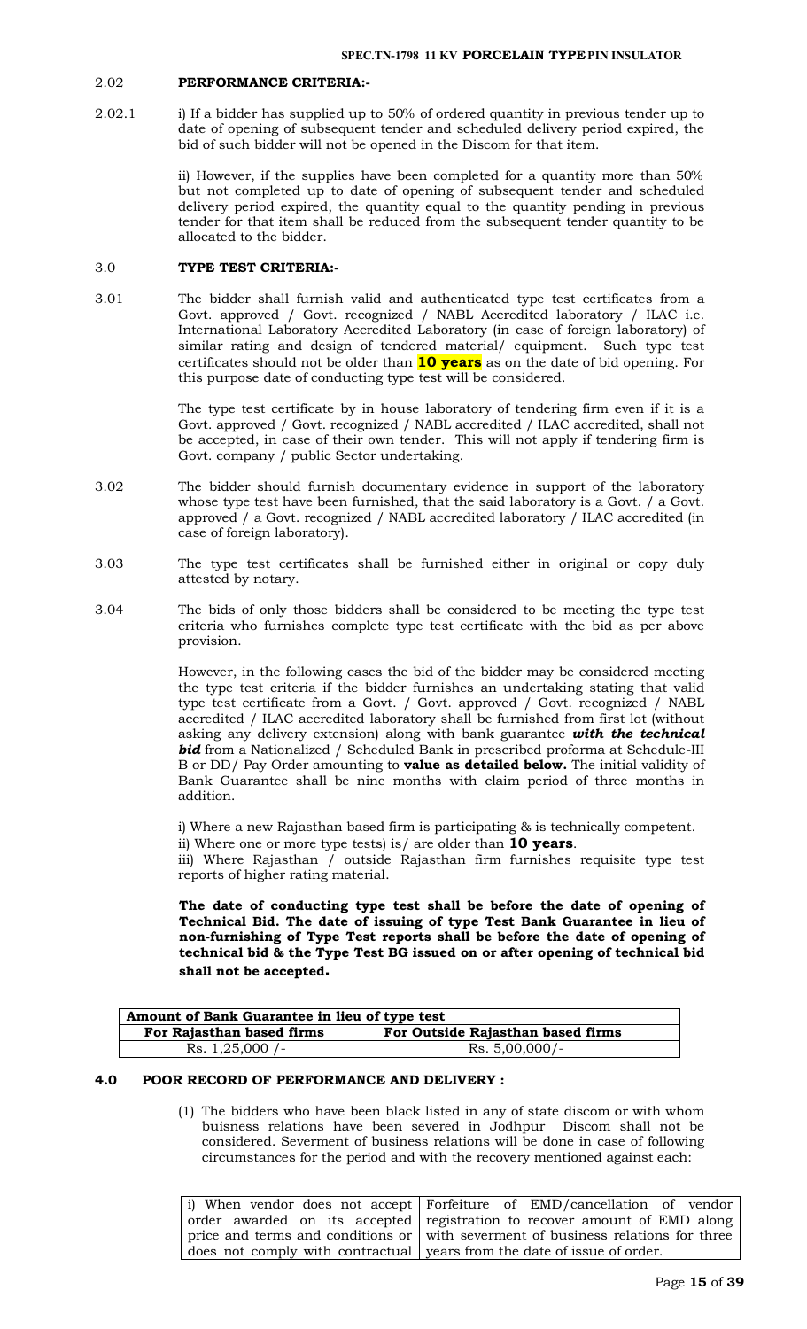### 2.02 PERFORMANCE CRITERIA:-

2.02.1 i) If a bidder has supplied up to 50% of ordered quantity in previous tender up to date of opening of subsequent tender and scheduled delivery period expired, the bid of such bidder will not be opened in the Discom for that item.

ii) However, if the supplies have been completed for a quantity more than 50% but not completed up to date of opening of subsequent tender and scheduled delivery period expired, the quantity equal to the quantity pending in previous tender for that item shall be reduced from the subsequent tender quantity to be allocated to the bidder.

### 3.0 TYPE TEST CRITERIA:-

3.01 The bidder shall furnish valid and authenticated type test certificates from a Govt. approved / Govt. recognized / NABL Accredited laboratory / ILAC i.e. International Laboratory Accredited Laboratory (in case of foreign laboratory) of similar rating and design of tendered material/ equipment. Such type test certificates should not be older than **10 years** as on the date of bid opening. For this purpose date of conducting type test will be considered.

The type test certificate by in house laboratory of tendering firm even if it is a Govt. approved / Govt. recognized / NABL accredited / ILAC accredited, shall not be accepted, in case of their own tender. This will not apply if tendering firm is Govt. company / public Sector undertaking.

3.02 The bidder should furnish documentary evidence in support of the laboratory whose type test have been furnished, that the said laboratory is a Govt. / a Govt. approved / a Govt. recognized / NABL accredited laboratory / ILAC accredited (in case of foreign laboratory).

3.03 The type test certificates shall be furnished either in original or copy duly attested by notary.

3.04 The bids of only those bidders shall be considered to be meeting the type test criteria who furnishes complete type test certificate with the bid as per above provision.

However, in the following cases the bid of the bidder may be considered meeting the type test criteria if the bidder furnishes an undertaking stating that valid type test certificate from a Govt. / Govt. approved / Govt. recognized / NABL accredited / ILAC accredited laboratory shall be furnished from first lot (without asking any delivery extension) along with bank guarantee ***with the technical bid*** from a Nationalized / Scheduled Bank in prescribed proforma at Schedule-III B or DD/ Pay Order amounting to **value as detailed below.** The initial validity of Bank Guarantee shall be nine months with claim period of three months in addition.

i) Where a new Rajasthan based firm is participating & is technically competent.
ii) Where one or more type tests) is/ are older than **10 years**.
iii) Where Rajasthan / outside Rajasthan firm furnishes requisite type test reports of higher rating material.

**The date of conducting type test shall be before the date of opening of Technical Bid. The date of issuing of type Test Bank Guarantee in lieu of non-furnishing of Type Test reports shall be before the date of opening of technical bid & the Type Test BG issued on or after opening of technical bid shall not be accepted.**

| **Amount of Bank Guarantee in lieu of type test** | |
|---|---|
| **For Rajasthan based firms** | **For Outside Rajasthan based firms** |
| Rs. 1,25,000 /- | Rs. 5,00,000/- |

### 4.0 POOR RECORD OF PERFORMANCE AND DELIVERY :

(1) The bidders who have been black listed in any of state discom or with whom buisness relations have been severed in Jodhpur Discom shall not be considered. Severment of business relations will be done in case of following circumstances for the period and with the recovery mentioned against each:

| | |
|---|---|
| i) When vendor does not accept order awarded on its accepted price and terms and conditions or does not comply with contractual | Forfeiture of EMD/cancellation of vendor registration to recover amount of EMD along with severment of business relations for three years from the date of issue of order. |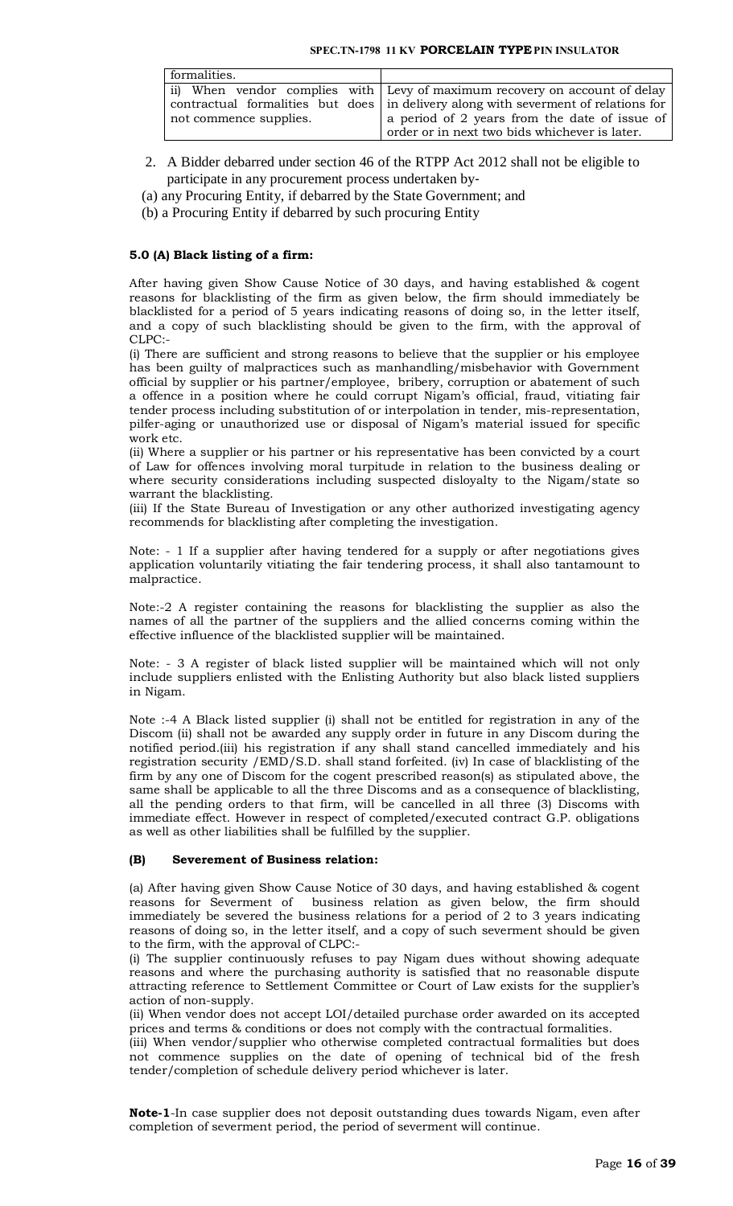| formalities. | |
|---|---|
| ii) When vendor complies with contractual formalities but does not commence supplies. | Levy of maximum recovery on account of delay in delivery along with severment of relations for a period of 2 years from the date of issue of order or in next two bids whichever is later. |

2. A Bidder debarred under section 46 of the RTPP Act 2012 shall not be eligible to participate in any procurement process undertaken by-

(a) any Procuring Entity, if debarred by the State Government; and

(b) a Procuring Entity if debarred by such procuring Entity

**5.0 (A) Black listing of a firm:**

After having given Show Cause Notice of 30 days, and having established & cogent reasons for blacklisting of the firm as given below, the firm should immediately be blacklisted for a period of 5 years indicating reasons of doing so, in the letter itself, and a copy of such blacklisting should be given to the firm, with the approval of CLPC:-

(i) There are sufficient and strong reasons to believe that the supplier or his employee has been guilty of malpractices such as manhandling/misbehavior with Government official by supplier or his partner/employee, bribery, corruption or abatement of such a offence in a position where he could corrupt Nigam's official, fraud, vitiating fair tender process including substitution of or interpolation in tender, mis-representation, pilfer-aging or unauthorized use or disposal of Nigam's material issued for specific work etc.

(ii) Where a supplier or his partner or his representative has been convicted by a court of Law for offences involving moral turpitude in relation to the business dealing or where security considerations including suspected disloyalty to the Nigam/state so warrant the blacklisting.

(iii) If the State Bureau of Investigation or any other authorized investigating agency recommends for blacklisting after completing the investigation.

Note: - 1 If a supplier after having tendered for a supply or after negotiations gives application voluntarily vitiating the fair tendering process, it shall also tantamount to malpractice.

Note:-2 A register containing the reasons for blacklisting the supplier as also the names of all the partner of the suppliers and the allied concerns coming within the effective influence of the blacklisted supplier will be maintained.

Note: - 3 A register of black listed supplier will be maintained which will not only include suppliers enlisted with the Enlisting Authority but also black listed suppliers in Nigam.

Note :-4 A Black listed supplier (i) shall not be entitled for registration in any of the Discom (ii) shall not be awarded any supply order in future in any Discom during the notified period.(iii) his registration if any shall stand cancelled immediately and his registration security /EMD/S.D. shall stand forfeited. (iv) In case of blacklisting of the firm by any one of Discom for the cogent prescribed reason(s) as stipulated above, the same shall be applicable to all the three Discoms and as a consequence of blacklisting, all the pending orders to that firm, will be cancelled in all three (3) Discoms with immediate effect. However in respect of completed/executed contract G.P. obligations as well as other liabilities shall be fulfilled by the supplier.

**(B) Severement of Business relation:**

(a) After having given Show Cause Notice of 30 days, and having established & cogent reasons for Severment of business relation as given below, the firm should immediately be severed the business relations for a period of 2 to 3 years indicating reasons of doing so, in the letter itself, and a copy of such severment should be given to the firm, with the approval of CLPC:-

(i) The supplier continuously refuses to pay Nigam dues without showing adequate reasons and where the purchasing authority is satisfied that no reasonable dispute attracting reference to Settlement Committee or Court of Law exists for the supplier's action of non-supply.

(ii) When vendor does not accept LOI/detailed purchase order awarded on its accepted prices and terms & conditions or does not comply with the contractual formalities.

(iii) When vendor/supplier who otherwise completed contractual formalities but does not commence supplies on the date of opening of technical bid of the fresh tender/completion of schedule delivery period whichever is later.

**Note-1**-In case supplier does not deposit outstanding dues towards Nigam, even after completion of severment period, the period of severment will continue.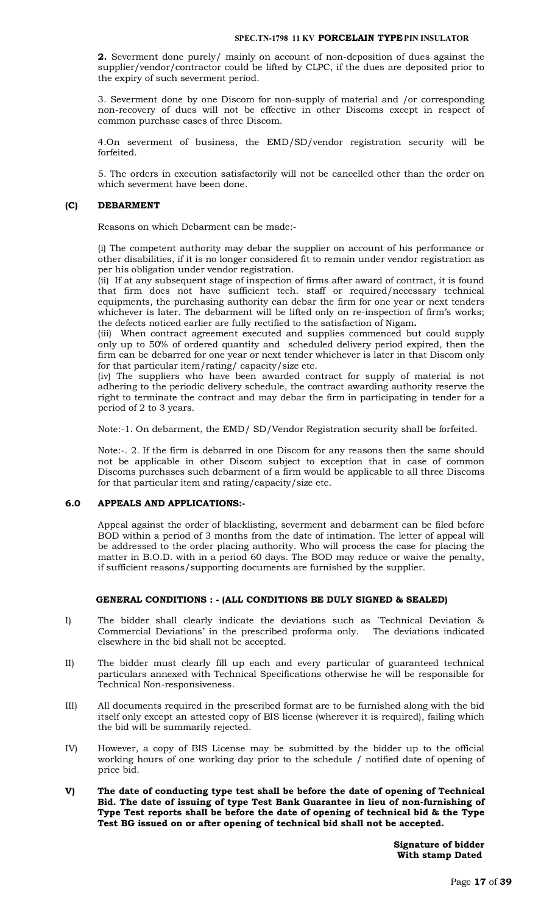**2.** Severment done purely/ mainly on account of non-deposition of dues against the supplier/vendor/contractor could be lifted by CLPC, if the dues are deposited prior to the expiry of such severment period.

3. Severment done by one Discom for non-supply of material and /or corresponding non-recovery of dues will not be effective in other Discoms except in respect of common purchase cases of three Discom.

4.On severment of business, the EMD/SD/vendor registration security will be forfeited.

5. The orders in execution satisfactorily will not be cancelled other than the order on which severment have been done.

### (C) DEBARMENT

Reasons on which Debarment can be made:-

(i) The competent authority may debar the supplier on account of his performance or other disabilities, if it is no longer considered fit to remain under vendor registration as per his obligation under vendor registration.

(ii) If at any subsequent stage of inspection of firms after award of contract, it is found that firm does not have sufficient tech. staff or required/necessary technical equipments, the purchasing authority can debar the firm for one year or next tenders whichever is later. The debarment will be lifted only on re-inspection of firm's works; the defects noticed earlier are fully rectified to the satisfaction of Nigam**.**

(iii) When contract agreement executed and supplies commenced but could supply only up to 50% of ordered quantity and scheduled delivery period expired, then the firm can be debarred for one year or next tender whichever is later in that Discom only for that particular item/rating/ capacity/size etc.

(iv) The suppliers who have been awarded contract for supply of material is not adhering to the periodic delivery schedule, the contract awarding authority reserve the right to terminate the contract and may debar the firm in participating in tender for a period of 2 to 3 years.

Note:-1. On debarment, the EMD/ SD/Vendor Registration security shall be forfeited.

Note:-. 2. If the firm is debarred in one Discom for any reasons then the same should not be applicable in other Discom subject to exception that in case of common Discoms purchases such debarment of a firm would be applicable to all three Discoms for that particular item and rating/capacity/size etc.

### 6.0 APPEALS AND APPLICATIONS:-

Appeal against the order of blacklisting, severment and debarment can be filed before BOD within a period of 3 months from the date of intimation. The letter of appeal will be addressed to the order placing authority. Who will process the case for placing the matter in B.O.D. with in a period 60 days. The BOD may reduce or waive the penalty, if sufficient reasons/supporting documents are furnished by the supplier.

### GENERAL CONDITIONS : - (ALL CONDITIONS BE DULY SIGNED & SEALED)

I) The bidder shall clearly indicate the deviations such as `Technical Deviation & Commercial Deviations' in the prescribed proforma only. The deviations indicated elsewhere in the bid shall not be accepted.

II) The bidder must clearly fill up each and every particular of guaranteed technical particulars annexed with Technical Specifications otherwise he will be responsible for Technical Non-responsiveness.

III) All documents required in the prescribed format are to be furnished along with the bid itself only except an attested copy of BIS license (wherever it is required), failing which the bid will be summarily rejected.

IV) However, a copy of BIS License may be submitted by the bidder up to the official working hours of one working day prior to the schedule / notified date of opening of price bid.

**V) The date of conducting type test shall be before the date of opening of Technical Bid. The date of issuing of type Test Bank Guarantee in lieu of non-furnishing of Type Test reports shall be before the date of opening of technical bid & the Type Test BG issued on or after opening of technical bid shall not be accepted.**

**Signature of bidder**
**With stamp Dated**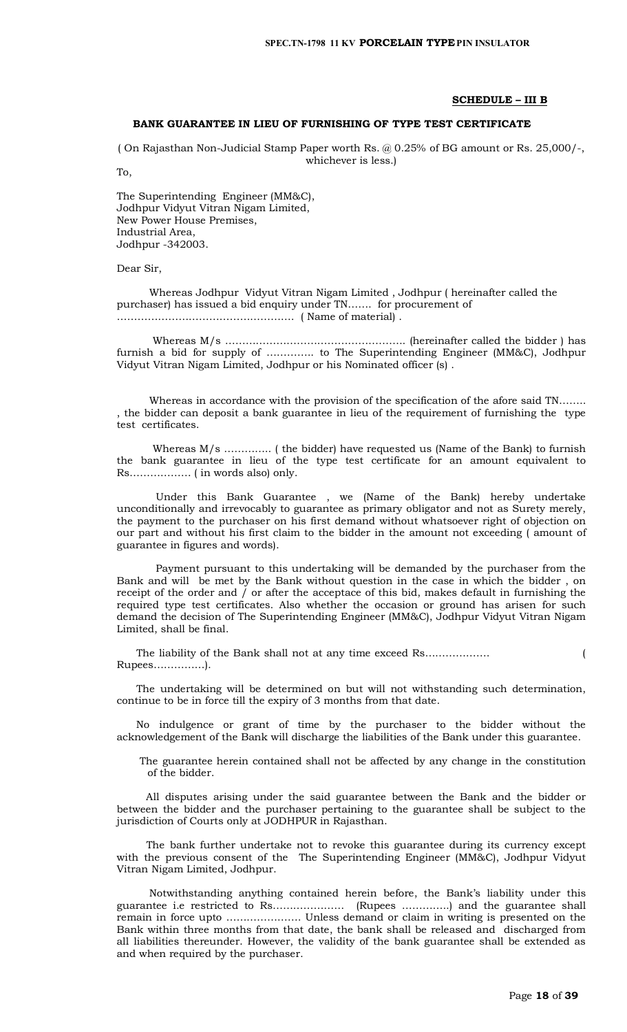**SCHEDULE – III B**

**BANK GUARANTEE IN LIEU OF FURNISHING OF TYPE TEST CERTIFICATE**

( On Rajasthan Non-Judicial Stamp Paper worth Rs. @ 0.25% of BG amount or Rs. 25,000/-, whichever is less.)

To,

The Superintending Engineer (MM&C),
Jodhpur Vidyut Vitran Nigam Limited,
New Power House Premises,
Industrial Area,
Jodhpur -342003.

Dear Sir,

Whereas Jodhpur Vidyut Vitran Nigam Limited , Jodhpur ( hereinafter called the purchaser) has issued a bid enquiry under TN……. for procurement of …………………………………………… ( Name of material) .

Whereas M/s ……………………………………………. (hereinafter called the bidder ) has furnish a bid for supply of ………….. to The Superintending Engineer (MM&C), Jodhpur Vidyut Vitran Nigam Limited, Jodhpur or his Nominated officer (s) .

Whereas in accordance with the provision of the specification of the afore said TN…….. , the bidder can deposit a bank guarantee in lieu of the requirement of furnishing the type test certificates.

Whereas M/s ………….. ( the bidder) have requested us (Name of the Bank) to furnish the bank guarantee in lieu of the type test certificate for an amount equivalent to Rs……………… ( in words also) only.

Under this Bank Guarantee , we (Name of the Bank) hereby undertake unconditionally and irrevocably to guarantee as primary obligator and not as Surety merely, the payment to the purchaser on his first demand without whatsoever right of objection on our part and without his first claim to the bidder in the amount not exceeding ( amount of guarantee in figures and words).

Payment pursuant to this undertaking will be demanded by the purchaser from the Bank and will be met by the Bank without question in the case in which the bidder , on receipt of the order and / or after the acceptace of this bid, makes default in furnishing the required type test certificates. Also whether the occasion or ground has arisen for such demand the decision of The Superintending Engineer (MM&C), Jodhpur Vidyut Vitran Nigam Limited, shall be final.

The liability of the Bank shall not at any time exceed Rs………………. ( Rupees……………).

The undertaking will be determined on but will not withstanding such determination, continue to be in force till the expiry of 3 months from that date.

No indulgence or grant of time by the purchaser to the bidder without the acknowledgement of the Bank will discharge the liabilities of the Bank under this guarantee.

The guarantee herein contained shall not be affected by any change in the constitution of the bidder.

All disputes arising under the said guarantee between the Bank and the bidder or between the bidder and the purchaser pertaining to the guarantee shall be subject to the jurisdiction of Courts only at JODHPUR in Rajasthan.

The bank further undertake not to revoke this guarantee during its currency except with the previous consent of the The Superintending Engineer (MM&C), Jodhpur Vidyut Vitran Nigam Limited, Jodhpur.

Notwithstanding anything contained herein before, the Bank's liability under this guarantee i.e restricted to Rs………………… (Rupees ………….) and the guarantee shall remain in force upto …………………. Unless demand or claim in writing is presented on the Bank within three months from that date, the bank shall be released and discharged from all liabilities thereunder. However, the validity of the bank guarantee shall be extended as and when required by the purchaser.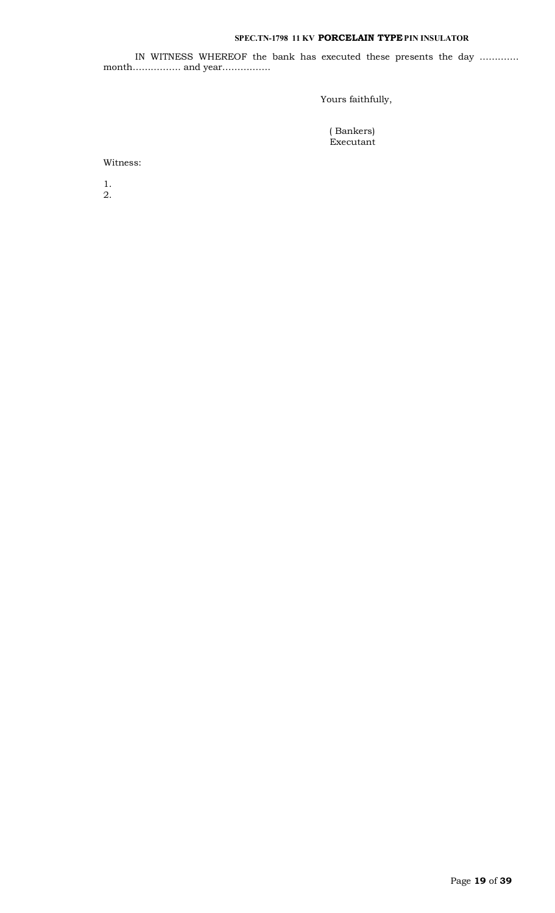IN WITNESS WHEREOF the bank has executed these presents the day ………… month……………. and year…………….

Yours faithfully,

( Bankers)
Executant

Witness:

1.
2.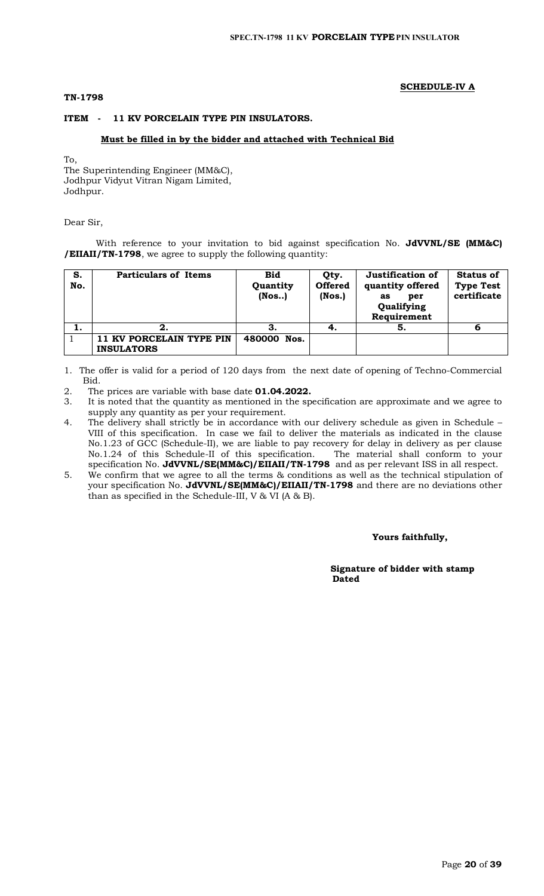**SCHEDULE-IV A**

**TN-1798**

**ITEM - 11 KV PORCELAIN TYPE PIN INSULATORS.**

**Must be filled in by the bidder and attached with Technical Bid**

To,
The Superintending Engineer (MM&C),
Jodhpur Vidyut Vitran Nigam Limited,
Jodhpur.

Dear Sir,

With reference to your invitation to bid against specification No. **JdVVNL/SE (MM&C) /EIIAII/TN-1798**, we agree to supply the following quantity:

| S. No. | Particulars of Items | Bid Quantity (Nos..) | Qty. Offered (Nos.) | Justification of quantity offered as per Qualifying Requirement | Status of Type Test certificate |
|---|---|---|---|---|---|
| **1.** | **2.** | **3.** | **4.** | **5.** | **6** |
| 1 | **11 KV PORCELAIN TYPE PIN INSULATORS** | **480000 Nos.** | | | |

1. The offer is valid for a period of 120 days from the next date of opening of Techno-Commercial Bid.
2. The prices are variable with base date **01.04.2022.**
3. It is noted that the quantity as mentioned in the specification are approximate and we agree to supply any quantity as per your requirement.
4. The delivery shall strictly be in accordance with our delivery schedule as given in Schedule – VIII of this specification. In case we fail to deliver the materials as indicated in the clause No.1.23 of GCC (Schedule-II), we are liable to pay recovery for delay in delivery as per clause No.1.24 of this Schedule-II of this specification. The material shall conform to your specification No. **JdVVNL/SE(MM&C)/EIIAII/TN-1798** and as per relevant ISS in all respect.
5. We confirm that we agree to all the terms & conditions as well as the technical stipulation of your specification No. **JdVVNL/SE(MM&C)/EIIAII/TN-1798** and there are no deviations other than as specified in the Schedule-III, V & VI (A & B).

**Yours faithfully,**

**Signature of bidder with stamp**
**Dated**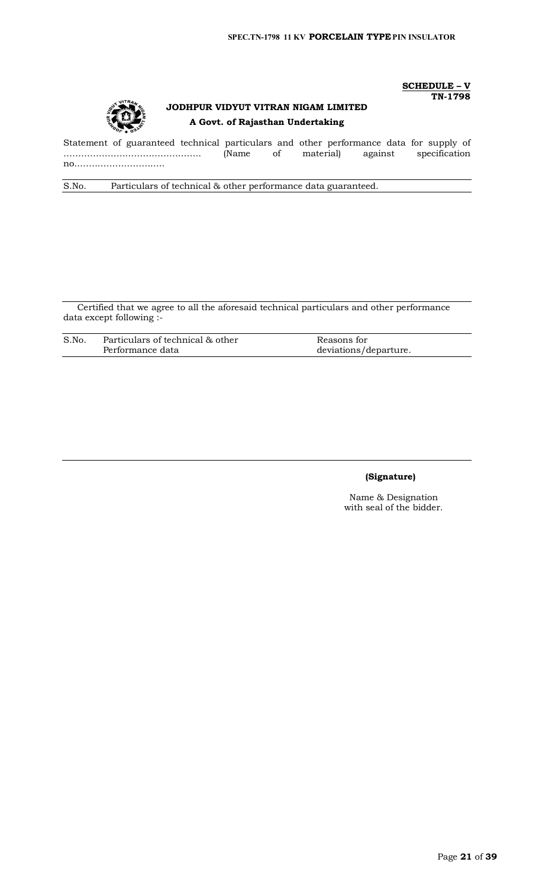**SCHEDULE – V**
**TN-1798**

**JODHPUR VIDYUT VITRAN NIGAM LIMITED**
**A Govt. of Rajasthan Undertaking**

Statement of guaranteed technical particulars and other performance data for supply of ………………………………………. (Name of material) against specification no.…………………………

| S.No. | Particulars of technical & other performance data guaranteed. |
|---|---|
| | |

Certified that we agree to all the aforesaid technical particulars and other performance data except following :-

| S.No. | Particulars of technical & other Performance data | Reasons for deviations/departure. |
|---|---|---|
| | | |

**(Signature)**

Name & Designation
with seal of the bidder.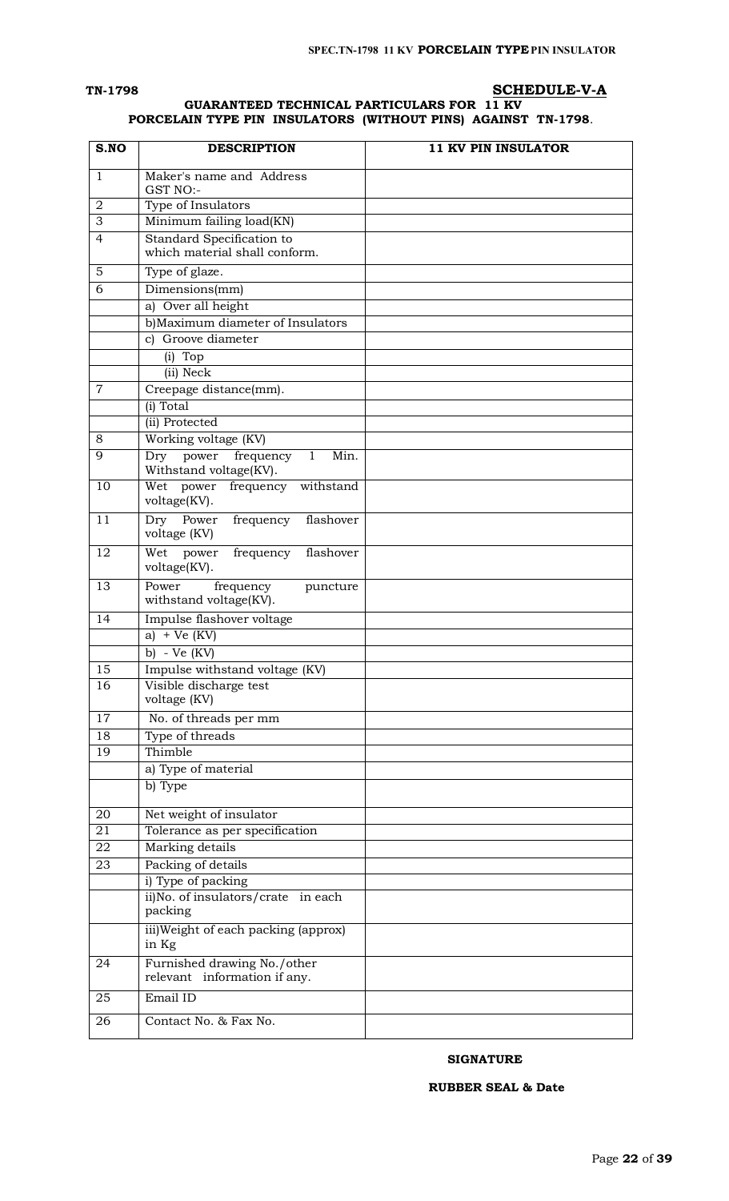**TN-1798** **SCHEDULE-V-A**

**GUARANTEED TECHNICAL PARTICULARS FOR 11 KV PORCELAIN TYPE PIN INSULATORS (WITHOUT PINS) AGAINST TN-1798.**

| S.NO | DESCRIPTION | 11 KV PIN INSULATOR |
|---|---|---|
| 1 | Maker's name and Address GST NO:- | |
| 2 | Type of Insulators | |
| 3 | Minimum failing load(KN) | |
| 4 | Standard Specification to which material shall conform. | |
| 5 | Type of glaze. | |
| 6 | Dimensions(mm) | |
| | a) Over all height | |
| | b)Maximum diameter of Insulators | |
| | c) Groove diameter | |
| | (i) Top | |
| | (ii) Neck | |
| 7 | Creepage distance(mm). | |
| | (i) Total | |
| | (ii) Protected | |
| 8 | Working voltage (KV) | |
| 9 | Dry power frequency 1 Min. Withstand voltage(KV). | |
| 10 | Wet power frequency withstand voltage(KV). | |
| 11 | Dry Power frequency flashover voltage (KV) | |
| 12 | Wet power frequency flashover voltage(KV). | |
| 13 | Power frequency puncture withstand voltage(KV). | |
| 14 | Impulse flashover voltage | |
| | a) + Ve (KV) | |
| | b) - Ve (KV) | |
| 15 | Impulse withstand voltage (KV) | |
| 16 | Visible discharge test voltage (KV) | |
| 17 | No. of threads per mm | |
| 18 | Type of threads | |
| 19 | Thimble | |
| | a) Type of material | |
| | b) Type | |
| 20 | Net weight of insulator | |
| 21 | Tolerance as per specification | |
| 22 | Marking details | |
| 23 | Packing of details | |
| | i) Type of packing | |
| | ii)No. of insulators/crate in each packing | |
| | iii)Weight of each packing (approx) in Kg | |
| 24 | Furnished drawing No./other relevant information if any. | |
| 25 | Email ID | |
| 26 | Contact No. & Fax No. | |

**SIGNATURE**

**RUBBER SEAL & Date**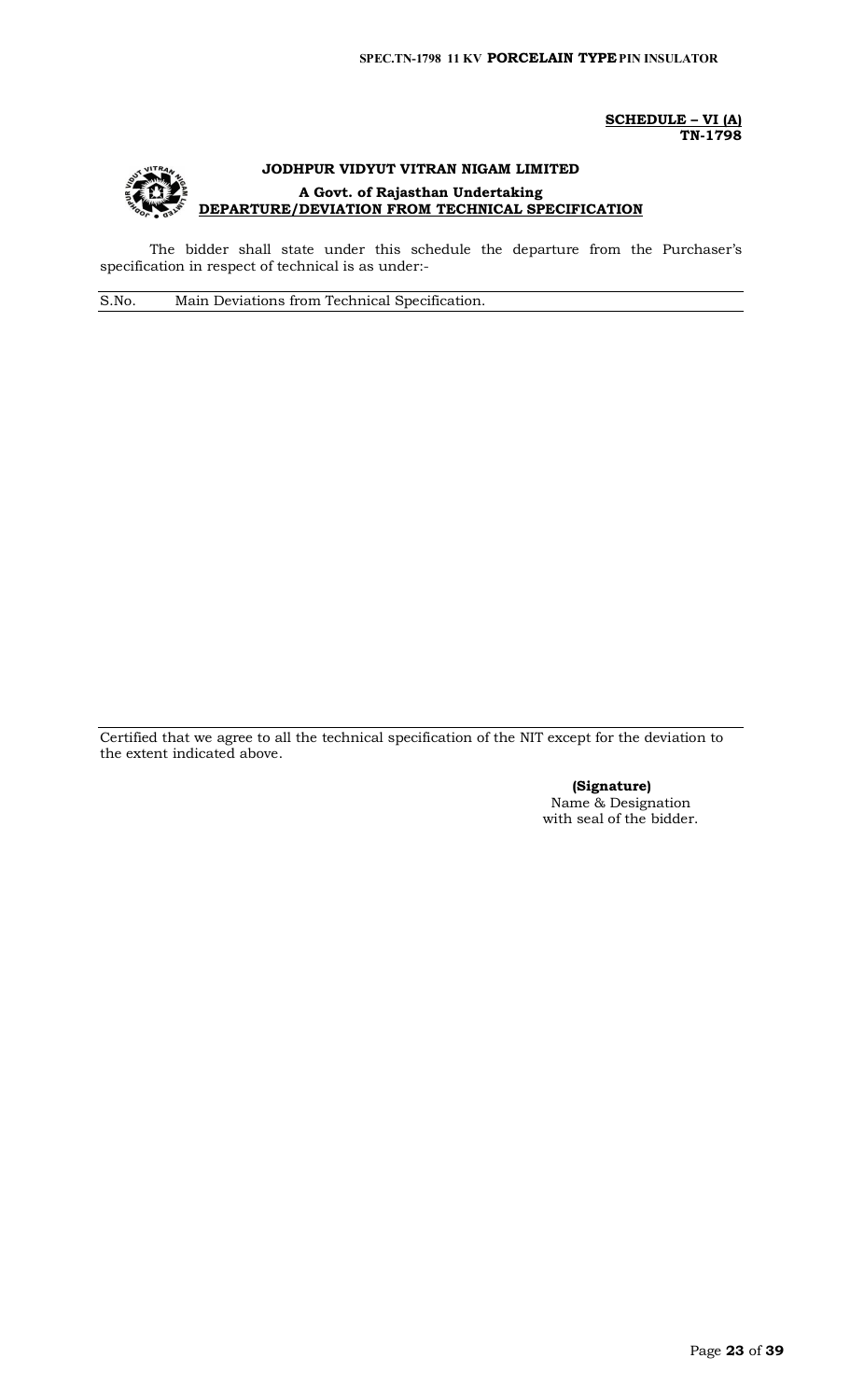**SCHEDULE – VI (A)**
**TN-1798**

# JODHPUR VIDYUT VITRAN NIGAM LIMITED

**A Govt. of Rajasthan Undertaking**

**DEPARTURE/DEVIATION FROM TECHNICAL SPECIFICATION**

The bidder shall state under this schedule the departure from the Purchaser's specification in respect of technical is as under:-

| S.No. | Main Deviations from Technical Specification. |
| --- | --- |
| | |

Certified that we agree to all the technical specification of the NIT except for the deviation to the extent indicated above.

**(Signature)**
Name & Designation
with seal of the bidder.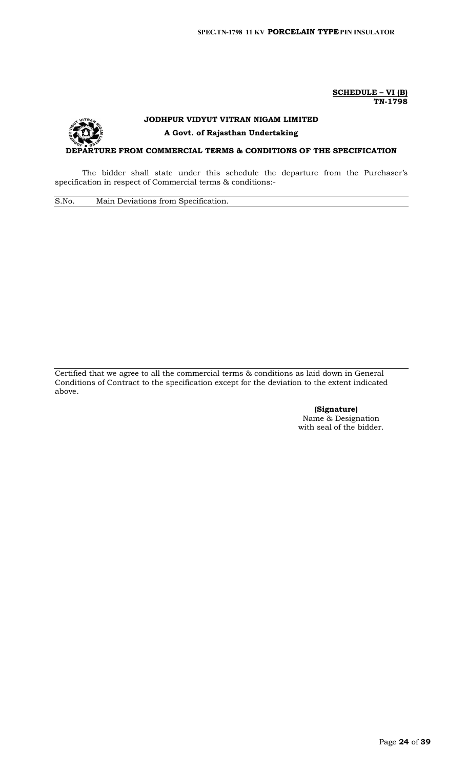**SCHEDULE – VI (B)**
**TN-1798**

**JODHPUR VIDYUT VITRAN NIGAM LIMITED**

**A Govt. of Rajasthan Undertaking**

**DEPARTURE FROM COMMERCIAL TERMS & CONDITIONS OF THE SPECIFICATION**

The bidder shall state under this schedule the departure from the Purchaser's specification in respect of Commercial terms & conditions:-

| S.No. | Main Deviations from Specification. |
| --- | --- |
| | |

Certified that we agree to all the commercial terms & conditions as laid down in General Conditions of Contract to the specification except for the deviation to the extent indicated above.

**(Signature)**
Name & Designation
with seal of the bidder.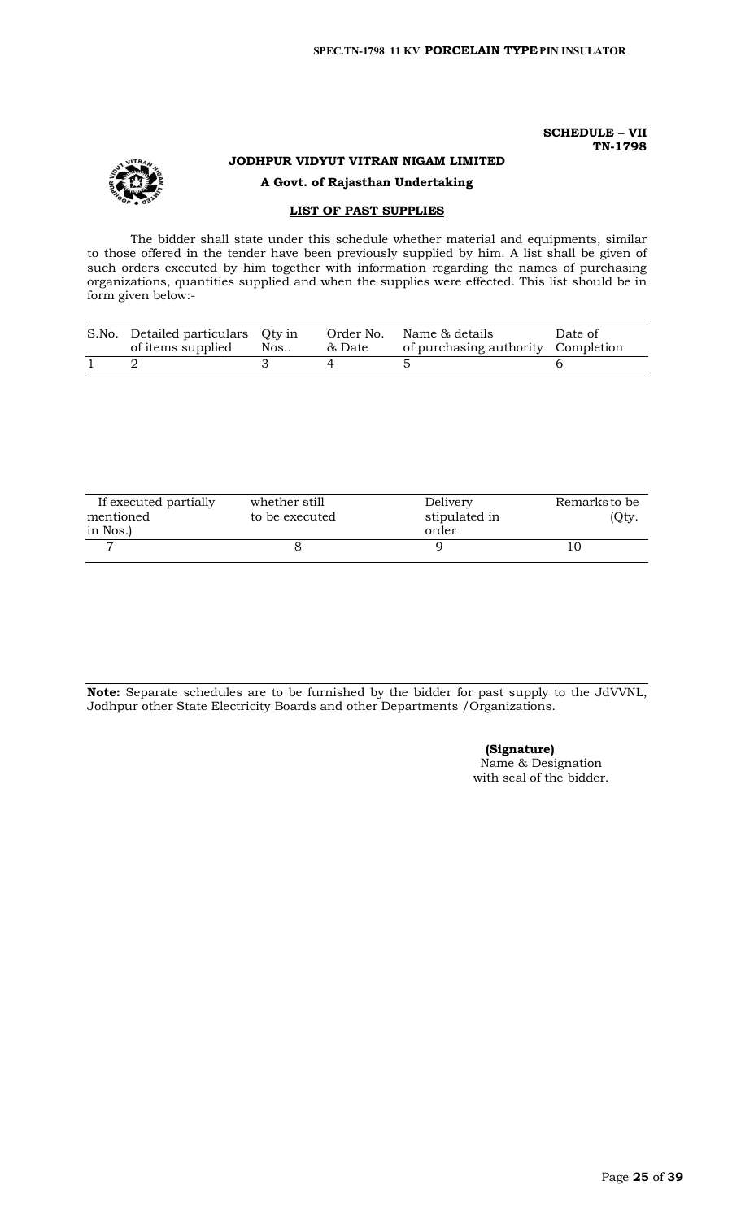**SCHEDULE – VII**
**TN-1798**

**JODHPUR VIDYUT VITRAN NIGAM LIMITED**

**A Govt. of Rajasthan Undertaking**

**LIST OF PAST SUPPLIES**

The bidder shall state under this schedule whether material and equipments, similar to those offered in the tender have been previously supplied by him. A list shall be given of such orders executed by him together with information regarding the names of purchasing organizations, quantities supplied and when the supplies were effected. This list should be in form given below:-

| S.No. | Detailed particulars of items supplied | Qty in Nos.. | Order No. & Date | Name & details of purchasing authority | Date of Completion |
|---|---|---|---|---|---|
| 1 | 2 | 3 | 4 | 5 | 6 |

| If executed partially mentioned in Nos.) | whether still to be executed | Delivery stipulated in order | Remarks to be (Qty. |
|---|---|---|---|
| 7 | 8 | 9 | 10 |

**Note:** Separate schedules are to be furnished by the bidder for past supply to the JdVVNL, Jodhpur other State Electricity Boards and other Departments /Organizations.

**(Signature)**
Name & Designation
with seal of the bidder.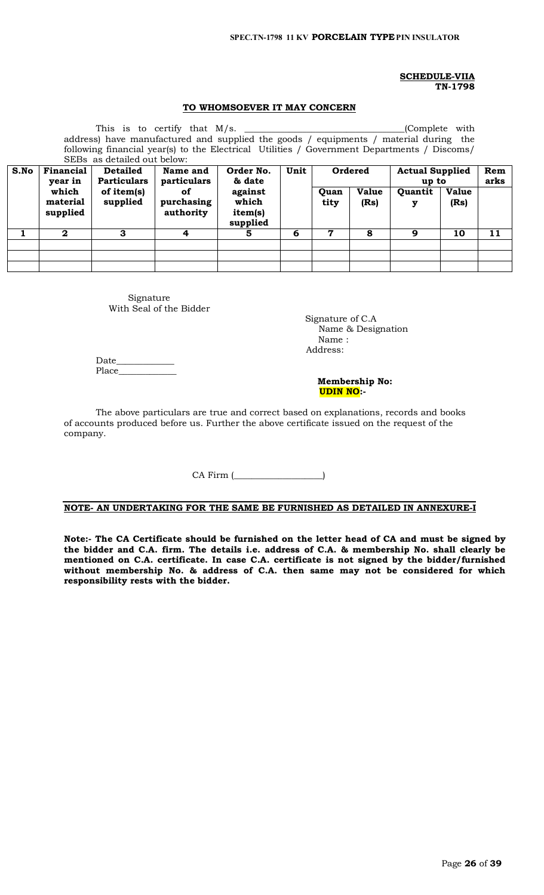**SCHEDULE-VIIA**
**TN-1798**

**TO WHOMSOEVER IT MAY CONCERN**

This is to certify that M/s. _________________________________(Complete with address) have manufactured and supplied the goods / equipments / material during the following financial year(s) to the Electrical Utilities / Government Departments / Discoms/ SEBs as detailed out below:

| S.No | Financial year in which material supplied | Detailed Particulars of item(s) supplied | Name and particulars of purchasing authority | Order No. & date against which item(s) supplied | Unit | Ordered | | Actual Supplied up to | | Remarks |
|---|---|---|---|---|---|---|---|---|---|---|
| | | | | | | Quantity | Value (Rs) | Quantity | Value (Rs) | |
| 1 | 2 | 3 | 4 | 5 | 6 | 7 | 8 | 9 | 10 | 11 |
| | | | | | | | | | | |
| | | | | | | | | | | |
| | | | | | | | | | | |

Signature
With Seal of the Bidder

Signature of C.A
Name & Designation
Name :
Address:

Date____________
Place____________

**Membership No:**
**UDIN NO:-**

The above particulars are true and correct based on explanations, records and books of accounts produced before us. Further the above certificate issued on the request of the company.

CA Firm (__________________)

**NOTE- AN UNDERTAKING FOR THE SAME BE FURNISHED AS DETAILED IN ANNEXURE-I**

**Note:- The CA Certificate should be furnished on the letter head of CA and must be signed by the bidder and C.A. firm. The details i.e. address of C.A. & membership No. shall clearly be mentioned on C.A. certificate. In case C.A. certificate is not signed by the bidder/furnished without membership No. & address of C.A. then same may not be considered for which responsibility rests with the bidder.**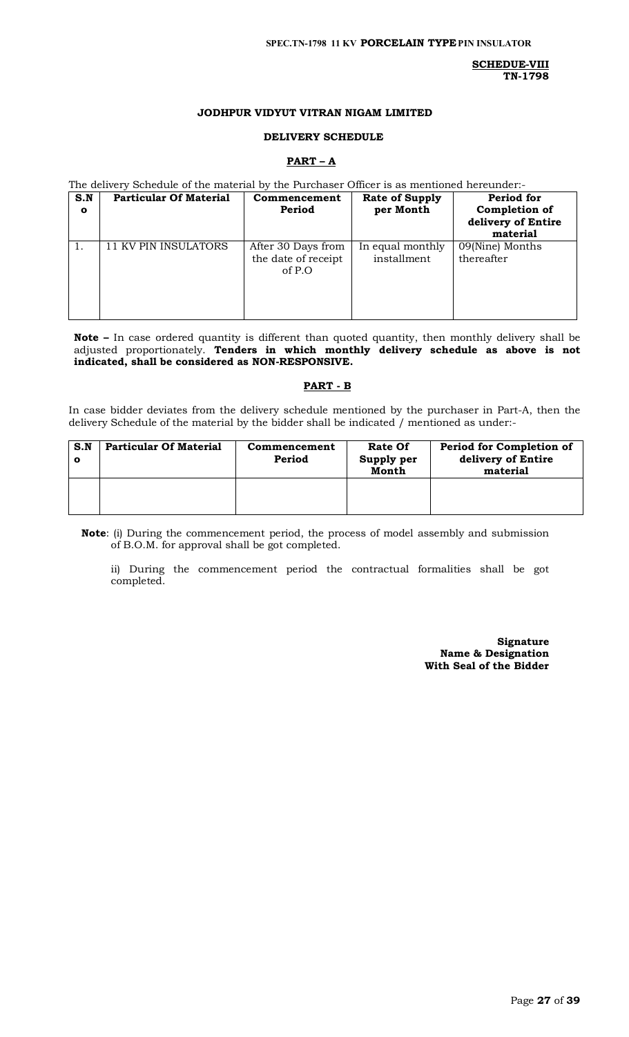**SCHEDUE-VIII**
**TN-1798**

**JODHPUR VIDYUT VITRAN NIGAM LIMITED**

**DELIVERY SCHEDULE**

**PART – A**

The delivery Schedule of the material by the Purchaser Officer is as mentioned hereunder:-

| S.No | Particular Of Material | Commencement Period | Rate of Supply per Month | Period for Completion of delivery of Entire material |
|---|---|---|---|---|
| 1. | 11 KV PIN INSULATORS | After 30 Days from the date of receipt of P.O | In equal monthly installment | 09(Nine) Months thereafter |

**Note –** In case ordered quantity is different than quoted quantity, then monthly delivery shall be adjusted proportionately. **Tenders in which monthly delivery schedule as above is not indicated, shall be considered as NON-RESPONSIVE.**

**PART - B**

In case bidder deviates from the delivery schedule mentioned by the purchaser in Part-A, then the delivery Schedule of the material by the bidder shall be indicated / mentioned as under:-

| S.No | Particular Of Material | Commencement Period | Rate Of Supply per Month | Period for Completion of delivery of Entire material |
|---|---|---|---|---|
| | | | | |

**Note**: (i) During the commencement period, the process of model assembly and submission of B.O.M. for approval shall be got completed.

ii) During the commencement period the contractual formalities shall be got completed.

**Signature**
**Name & Designation**
**With Seal of the Bidder**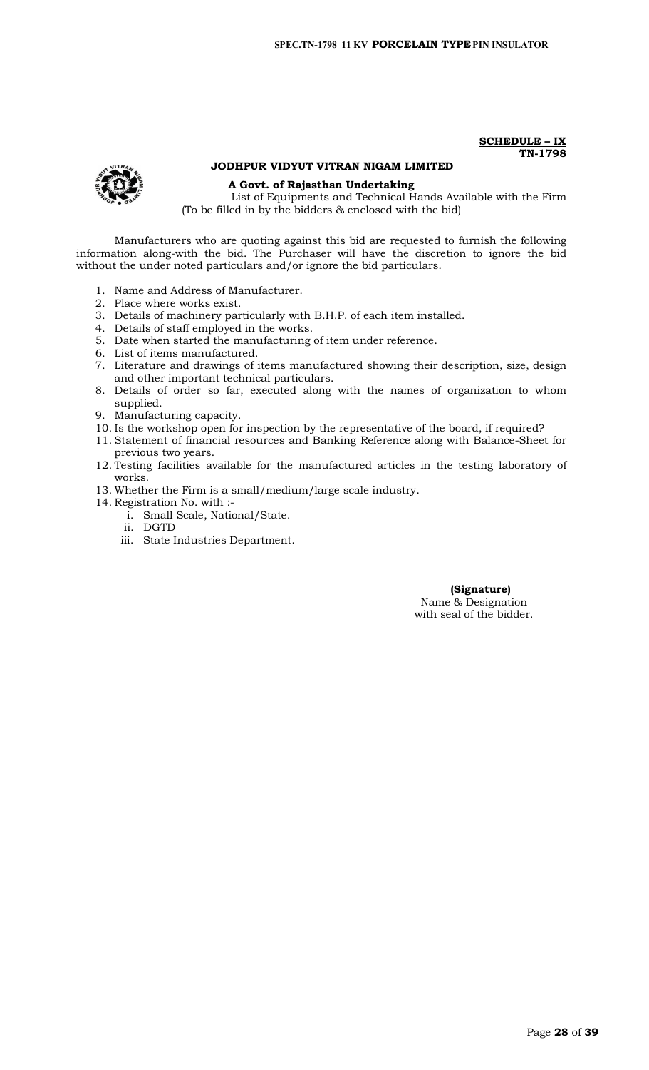**SCHEDULE – IX**
**TN-1798**

**JODHPUR VIDYUT VITRAN NIGAM LIMITED**

**A Govt. of Rajasthan Undertaking**

List of Equipments and Technical Hands Available with the Firm
(To be filled in by the bidders & enclosed with the bid)

Manufacturers who are quoting against this bid are requested to furnish the following information along-with the bid. The Purchaser will have the discretion to ignore the bid without the under noted particulars and/or ignore the bid particulars.

1. Name and Address of Manufacturer.
2. Place where works exist.
3. Details of machinery particularly with B.H.P. of each item installed.
4. Details of staff employed in the works.
5. Date when started the manufacturing of item under reference.
6. List of items manufactured.
7. Literature and drawings of items manufactured showing their description, size, design and other important technical particulars.
8. Details of order so far, executed along with the names of organization to whom supplied.
9. Manufacturing capacity.
10. Is the workshop open for inspection by the representative of the board, if required?
11. Statement of financial resources and Banking Reference along with Balance-Sheet for previous two years.
12. Testing facilities available for the manufactured articles in the testing laboratory of works.
13. Whether the Firm is a small/medium/large scale industry.
14. Registration No. with :-
    i. Small Scale, National/State.
    ii. DGTD
    iii. State Industries Department.

**(Signature)**
Name & Designation
with seal of the bidder.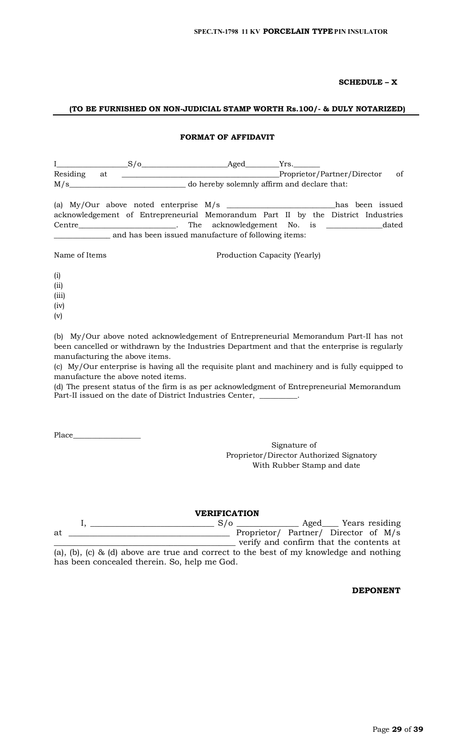**SCHEDULE – X**

**(TO BE FURNISHED ON NON-JUDICIAL STAMP WORTH Rs.100/- & DULY NOTARIZED)**

**FORMAT OF AFFIDAVIT**

I__________________S/o______________________Aged_________Yrs._______ Residing at ______________________________________Proprietor/Partner/Director of M/s______________________________ do hereby solemnly affirm and declare that:

(a) My/Our above noted enterprise M/s ___________________________has been issued acknowledgement of Entrepreneurial Memorandum Part II by the District Industries Centre_________________________. The acknowledgement No. is ______________dated ______________ and has been issued manufacture of following items:

Name of Items Production Capacity (Yearly)

(i)
(ii)
(iii)
(iv)
(v)

(b) My/Our above noted acknowledgement of Entrepreneurial Memorandum Part-II has not been cancelled or withdrawn by the Industries Department and that the enterprise is regularly manufacturing the above items.

(c) My/Our enterprise is having all the requisite plant and machinery and is fully equipped to manufacture the above noted items.

(d) The present status of the firm is as per acknowledgment of Entrepreneurial Memorandum Part-II issued on the date of District Industries Center, __________.

Place__________________

Signature of
Proprietor/Director Authorized Signatory
With Rubber Stamp and date

**VERIFICATION**

I, _____________________________ S/o _______________ Aged____ Years residing at _____________________________________ Proprietor/ Partner/ Director of M/s __________________________________________ verify and confirm that the contents at (a), (b), (c) & (d) above are true and correct to the best of my knowledge and nothing has been concealed therein. So, help me God.

**DEPONENT**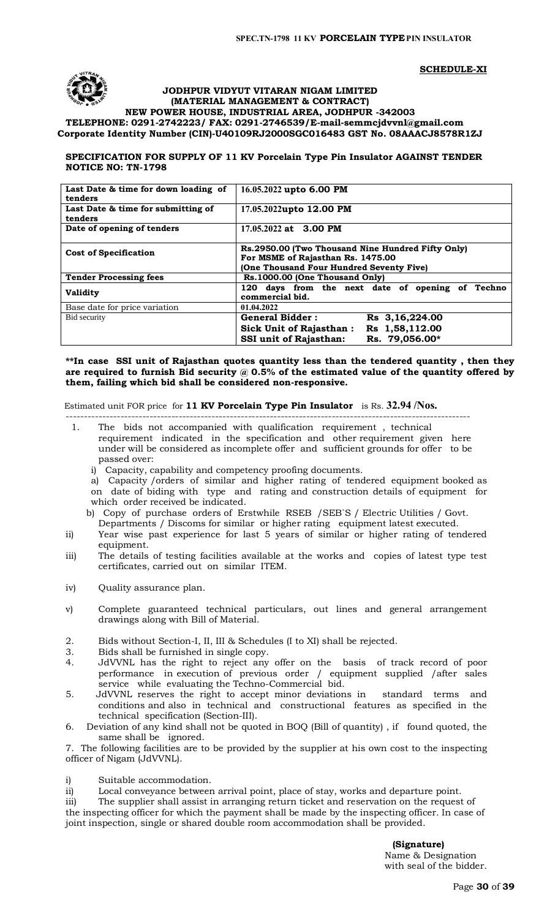**SCHEDULE-XI**

**JODHPUR VIDYUT VITARAN NIGAM LIMITED**
**(MATERIAL MANAGEMENT & CONTRACT)**
**NEW POWER HOUSE, INDUSTRIAL AREA, JODHPUR -342003**
**TELEPHONE: 0291-2742223/ FAX: 0291-2746539/ E-mail-semmcjdvvnl@gmail.com**
**Corporate Identity Number (CIN)-U40109RJ2000SGC016483 GST No. 08AAACJ8578R1ZJ**

**SPECIFICATION FOR SUPPLY OF 11 KV Porcelain Type Pin Insulator AGAINST TENDER NOTICE NO: TN-1798**

| | |
|---|---|
| **Last Date & time for down loading of tenders** | **16.05.2022 upto 6.00 PM** |
| **Last Date & time for submitting of tenders** | **17.05.2022upto 12.00 PM** |
| **Date of opening of tenders** | **17.05.2022 at 3.00 PM** |
| **Cost of Specification** | **Rs.2950.00 (Two Thousand Nine Hundred Fifty Only)**<br>**For MSME of Rajasthan Rs. 1475.00**<br>**(One Thousand Four Hundred Seventy Five)** |
| **Tender Processing fees** | **Rs.1000.00 (One Thousand Only)** |
| **Validity** | **120 days from the next date of opening of Techno commercial bid.** |
| Base date for price variation | **01.04.2022** |
| Bid security | **General Bidder : Rs 3,16,224.00**<br>**Sick Unit of Rajasthan : Rs 1,58,112.00**<br>**SSI unit of Rajasthan: Rs. 79,056.00*** |

**In case SSI unit of Rajasthan quotes quantity less than the tendered quantity , then they are required to furnish Bid security @ 0.5% of the estimated value of the quantity offered by them, failing which bid shall be considered non-responsive.**

Estimated unit FOR price for **11 KV Porcelain Type Pin Insulator** is Rs. **32.94 /Nos.**

1. The bids not accompanied with qualification requirement , technical requirement indicated in the specification and other requirement given here under will be considered as incomplete offer and sufficient grounds for offer to be passed over:
   - i) Capacity, capability and competency proofing documents.
     - a) Capacity /orders of similar and higher rating of tendered equipment booked as on date of biding with type and rating and construction details of equipment for which order received be indicated.
     - b) Copy of purchase orders of Erstwhile RSEB /SEB`S / Electric Utilities / Govt. Departments / Discoms for similar or higher rating equipment latest executed.
   - ii) Year wise past experience for last 5 years of similar or higher rating of tendered equipment.
   - iii) The details of testing facilities available at the works and copies of latest type test certificates, carried out on similar ITEM.
   - iv) Quality assurance plan.
   - v) Complete guaranteed technical particulars, out lines and general arrangement drawings along with Bill of Material.
2. Bids without Section-I, II, III & Schedules (I to XI) shall be rejected.
3. Bids shall be furnished in single copy.
4. JdVVNL has the right to reject any offer on the basis of track record of poor performance in execution of previous order / equipment supplied /after sales service while evaluating the Techno-Commercial bid.
5. JdVVNL reserves the right to accept minor deviations in standard terms and conditions and also in technical and constructional features as specified in the technical specification (Section-III).
6. Deviation of any kind shall not be quoted in BOQ (Bill of quantity) , if found quoted, the same shall be ignored.
7. The following facilities are to be provided by the supplier at his own cost to the inspecting officer of Nigam (JdVVNL).
   - i) Suitable accommodation.
   - ii) Local conveyance between arrival point, place of stay, works and departure point.
   - iii) The supplier shall assist in arranging return ticket and reservation on the request of the inspecting officer for which the payment shall be made by the inspecting officer. In case of joint inspection, single or shared double room accommodation shall be provided.

**(Signature)**
Name & Designation
with seal of the bidder.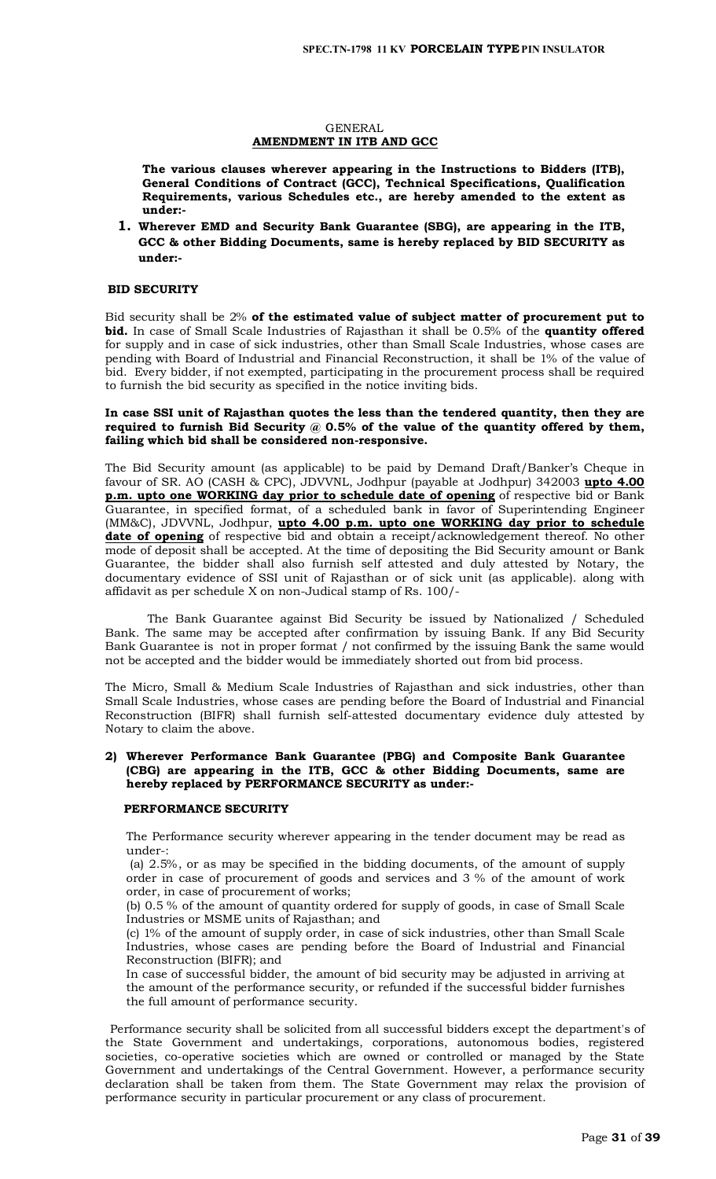## GENERAL
## AMENDMENT IN ITB AND GCC

**The various clauses wherever appearing in the Instructions to Bidders (ITB), General Conditions of Contract (GCC), Technical Specifications, Qualification Requirements, various Schedules etc., are hereby amended to the extent as under:-**

1. **Wherever EMD and Security Bank Guarantee (SBG), are appearing in the ITB, GCC & other Bidding Documents, same is hereby replaced by BID SECURITY as under:-**

### BID SECURITY

Bid security shall be 2% **of the estimated value of subject matter of procurement put to bid.** In case of Small Scale Industries of Rajasthan it shall be 0.5% of the **quantity offered** for supply and in case of sick industries, other than Small Scale Industries, whose cases are pending with Board of Industrial and Financial Reconstruction, it shall be 1% of the value of bid. Every bidder, if not exempted, participating in the procurement process shall be required to furnish the bid security as specified in the notice inviting bids.

**In case SSI unit of Rajasthan quotes the less than the tendered quantity, then they are required to furnish Bid Security @ 0.5% of the value of the quantity offered by them, failing which bid shall be considered non-responsive.**

The Bid Security amount (as applicable) to be paid by Demand Draft/Banker's Cheque in favour of SR. AO (CASH & CPC), JDVVNL, Jodhpur (payable at Jodhpur) 342003 **upto 4.00 p.m. upto one WORKING day prior to schedule date of opening** of respective bid or Bank Guarantee, in specified format, of a scheduled bank in favor of Superintending Engineer (MM&C), JDVVNL, Jodhpur, **upto 4.00 p.m. upto one WORKING day prior to schedule date of opening** of respective bid and obtain a receipt/acknowledgement thereof. No other mode of deposit shall be accepted. At the time of depositing the Bid Security amount or Bank Guarantee, the bidder shall also furnish self attested and duly attested by Notary, the documentary evidence of SSI unit of Rajasthan or of sick unit (as applicable). along with affidavit as per schedule X on non-Judical stamp of Rs. 100/-

The Bank Guarantee against Bid Security be issued by Nationalized / Scheduled Bank. The same may be accepted after confirmation by issuing Bank. If any Bid Security Bank Guarantee is not in proper format / not confirmed by the issuing Bank the same would not be accepted and the bidder would be immediately shorted out from bid process.

The Micro, Small & Medium Scale Industries of Rajasthan and sick industries, other than Small Scale Industries, whose cases are pending before the Board of Industrial and Financial Reconstruction (BIFR) shall furnish self-attested documentary evidence duly attested by Notary to claim the above.

2) **Wherever Performance Bank Guarantee (PBG) and Composite Bank Guarantee (CBG) are appearing in the ITB, GCC & other Bidding Documents, same are hereby replaced by PERFORMANCE SECURITY as under:-**

### PERFORMANCE SECURITY

The Performance security wherever appearing in the tender document may be read as under-:

(a) 2.5%, or as may be specified in the bidding documents, of the amount of supply order in case of procurement of goods and services and 3 % of the amount of work order, in case of procurement of works;

(b) 0.5 % of the amount of quantity ordered for supply of goods, in case of Small Scale Industries or MSME units of Rajasthan; and

(c) 1% of the amount of supply order, in case of sick industries, other than Small Scale Industries, whose cases are pending before the Board of Industrial and Financial Reconstruction (BIFR); and

In case of successful bidder, the amount of bid security may be adjusted in arriving at the amount of the performance security, or refunded if the successful bidder furnishes the full amount of performance security.

Performance security shall be solicited from all successful bidders except the department's of the State Government and undertakings, corporations, autonomous bodies, registered societies, co-operative societies which are owned or controlled or managed by the State Government and undertakings of the Central Government. However, a performance security declaration shall be taken from them. The State Government may relax the provision of performance security in particular procurement or any class of procurement.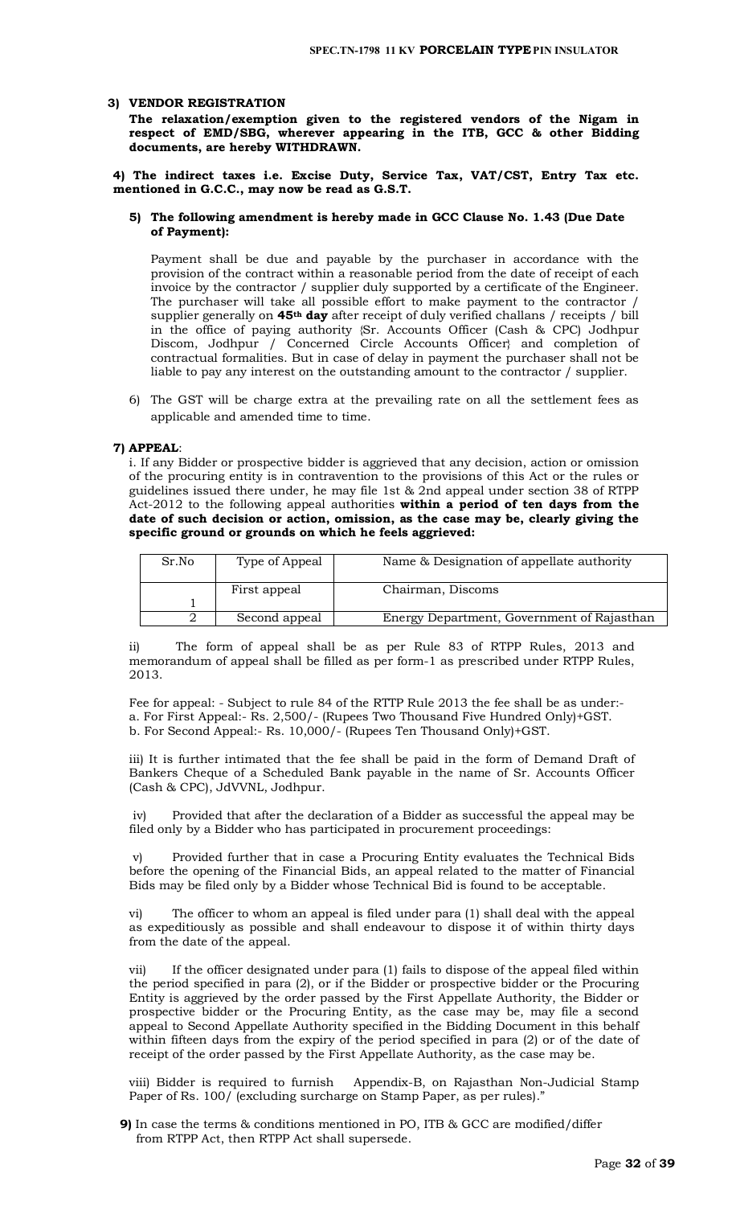**3) VENDOR REGISTRATION**

**The relaxation/exemption given to the registered vendors of the Nigam in respect of EMD/SBG, wherever appearing in the ITB, GCC & other Bidding documents, are hereby WITHDRAWN.**

**4) The indirect taxes i.e. Excise Duty, Service Tax, VAT/CST, Entry Tax etc. mentioned in G.C.C., may now be read as G.S.T.**

**5) The following amendment is hereby made in GCC Clause No. 1.43 (Due Date of Payment):**

Payment shall be due and payable by the purchaser in accordance with the provision of the contract within a reasonable period from the date of receipt of each invoice by the contractor / supplier duly supported by a certificate of the Engineer. The purchaser will take all possible effort to make payment to the contractor / supplier generally on **45th day** after receipt of duly verified challans / receipts / bill in the office of paying authority {Sr. Accounts Officer (Cash & CPC) Jodhpur Discom, Jodhpur / Concerned Circle Accounts Officer} and completion of contractual formalities. But in case of delay in payment the purchaser shall not be liable to pay any interest on the outstanding amount to the contractor / supplier.

6) The GST will be charge extra at the prevailing rate on all the settlement fees as applicable and amended time to time.

**7) APPEAL**:

i. If any Bidder or prospective bidder is aggrieved that any decision, action or omission of the procuring entity is in contravention to the provisions of this Act or the rules or guidelines issued there under, he may file 1st & 2nd appeal under section 38 of RTPP Act-2012 to the following appeal authorities **within a period of ten days from the date of such decision or action, omission, as the case may be, clearly giving the specific ground or grounds on which he feels aggrieved:**

| Sr.No | Type of Appeal | Name & Designation of appellate authority |
|---|---|---|
| 1 | First appeal | Chairman, Discoms |
| 2 | Second appeal | Energy Department, Government of Rajasthan |

ii) The form of appeal shall be as per Rule 83 of RTPP Rules, 2013 and memorandum of appeal shall be filled as per form-1 as prescribed under RTPP Rules, 2013.

Fee for appeal: - Subject to rule 84 of the RTTP Rule 2013 the fee shall be as under:-
a. For First Appeal:- Rs. 2,500/- (Rupees Two Thousand Five Hundred Only)+GST.
b. For Second Appeal:- Rs. 10,000/- (Rupees Ten Thousand Only)+GST.

iii) It is further intimated that the fee shall be paid in the form of Demand Draft of Bankers Cheque of a Scheduled Bank payable in the name of Sr. Accounts Officer (Cash & CPC), JdVVNL, Jodhpur.

iv) Provided that after the declaration of a Bidder as successful the appeal may be filed only by a Bidder who has participated in procurement proceedings:

v) Provided further that in case a Procuring Entity evaluates the Technical Bids before the opening of the Financial Bids, an appeal related to the matter of Financial Bids may be filed only by a Bidder whose Technical Bid is found to be acceptable.

vi) The officer to whom an appeal is filed under para (1) shall deal with the appeal as expeditiously as possible and shall endeavour to dispose it of within thirty days from the date of the appeal.

vii) If the officer designated under para (1) fails to dispose of the appeal filed within the period specified in para (2), or if the Bidder or prospective bidder or the Procuring Entity is aggrieved by the order passed by the First Appellate Authority, the Bidder or prospective bidder or the Procuring Entity, as the case may be, may file a second appeal to Second Appellate Authority specified in the Bidding Document in this behalf within fifteen days from the expiry of the period specified in para (2) or of the date of receipt of the order passed by the First Appellate Authority, as the case may be.

viii) Bidder is required to furnish Appendix-B, on Rajasthan Non-Judicial Stamp Paper of Rs. 100/ (excluding surcharge on Stamp Paper, as per rules)."

**9)** In case the terms & conditions mentioned in PO, ITB & GCC are modified/differ from RTPP Act, then RTPP Act shall supersede.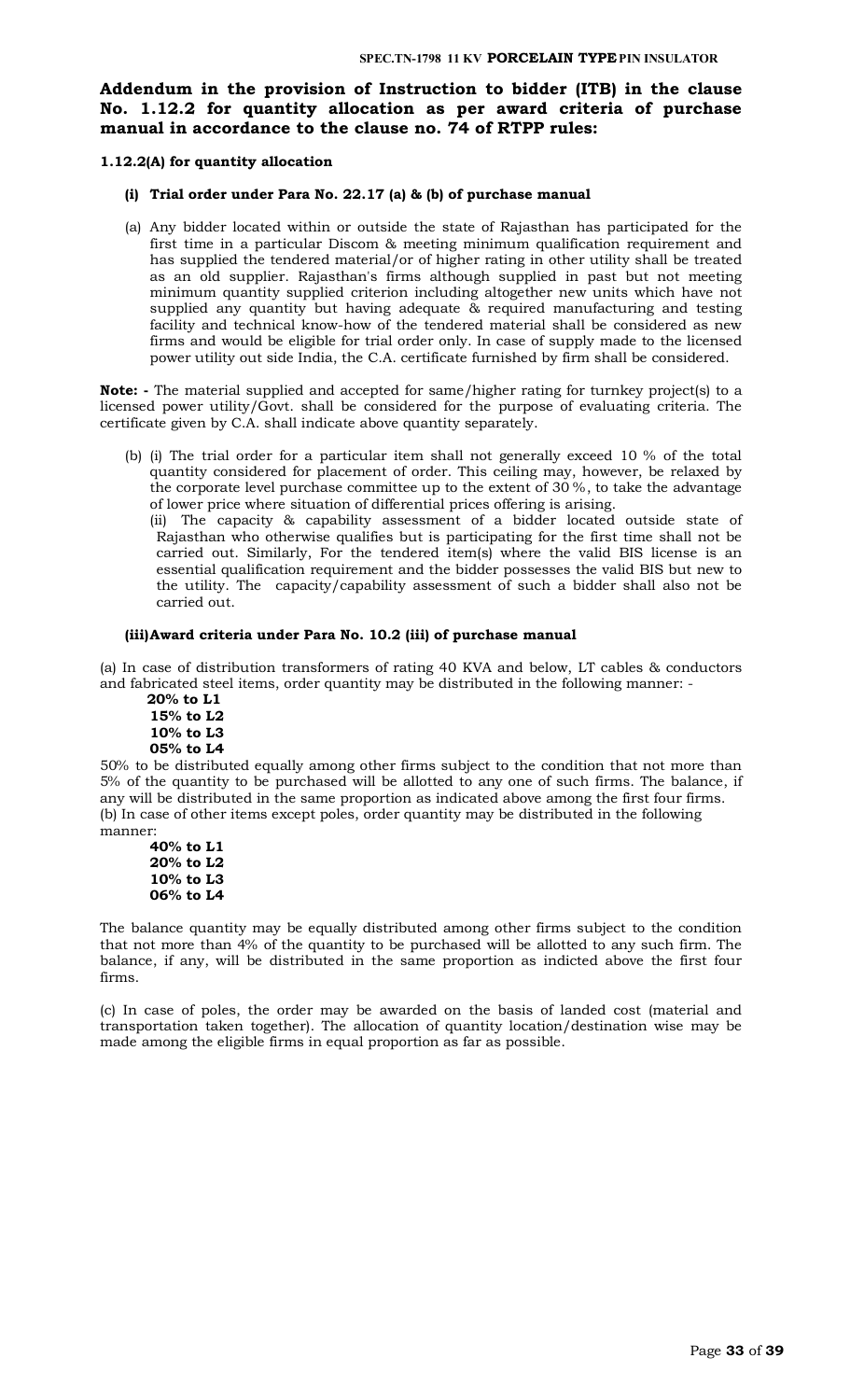## Addendum in the provision of Instruction to bidder (ITB) in the clause No. 1.12.2 for quantity allocation as per award criteria of purchase manual in accordance to the clause no. 74 of RTPP rules:

### 1.12.2(A) for quantity allocation

#### (i) Trial order under Para No. 22.17 (a) & (b) of purchase manual

(a) Any bidder located within or outside the state of Rajasthan has participated for the first time in a particular Discom & meeting minimum qualification requirement and has supplied the tendered material/or of higher rating in other utility shall be treated as an old supplier. Rajasthan's firms although supplied in past but not meeting minimum quantity supplied criterion including altogether new units which have not supplied any quantity but having adequate & required manufacturing and testing facility and technical know-how of the tendered material shall be considered as new firms and would be eligible for trial order only. In case of supply made to the licensed power utility out side India, the C.A. certificate furnished by firm shall be considered.

**Note: -** The material supplied and accepted for same/higher rating for turnkey project(s) to a licensed power utility/Govt. shall be considered for the purpose of evaluating criteria. The certificate given by C.A. shall indicate above quantity separately.

(b) (i) The trial order for a particular item shall not generally exceed 10 % of the total quantity considered for placement of order. This ceiling may, however, be relaxed by the corporate level purchase committee up to the extent of 30 %, to take the advantage of lower price where situation of differential prices offering is arising.

(ii) The capacity & capability assessment of a bidder located outside state of Rajasthan who otherwise qualifies but is participating for the first time shall not be carried out. Similarly, For the tendered item(s) where the valid BIS license is an essential qualification requirement and the bidder possesses the valid BIS but new to the utility. The capacity/capability assessment of such a bidder shall also not be carried out.

#### (iii) Award criteria under Para No. 10.2 (iii) of purchase manual

(a) In case of distribution transformers of rating 40 KVA and below, LT cables & conductors and fabricated steel items, order quantity may be distributed in the following manner: -

**20% to L1**
**15% to L2**
**10% to L3**
**05% to L4**

50% to be distributed equally among other firms subject to the condition that not more than 5% of the quantity to be purchased will be allotted to any one of such firms. The balance, if any will be distributed in the same proportion as indicated above among the first four firms.

(b) In case of other items except poles, order quantity may be distributed in the following manner:

**40% to L1**
**20% to L2**
**10% to L3**
**06% to L4**

The balance quantity may be equally distributed among other firms subject to the condition that not more than 4% of the quantity to be purchased will be allotted to any such firm. The balance, if any, will be distributed in the same proportion as indicted above the first four firms.

(c) In case of poles, the order may be awarded on the basis of landed cost (material and transportation taken together). The allocation of quantity location/destination wise may be made among the eligible firms in equal proportion as far as possible.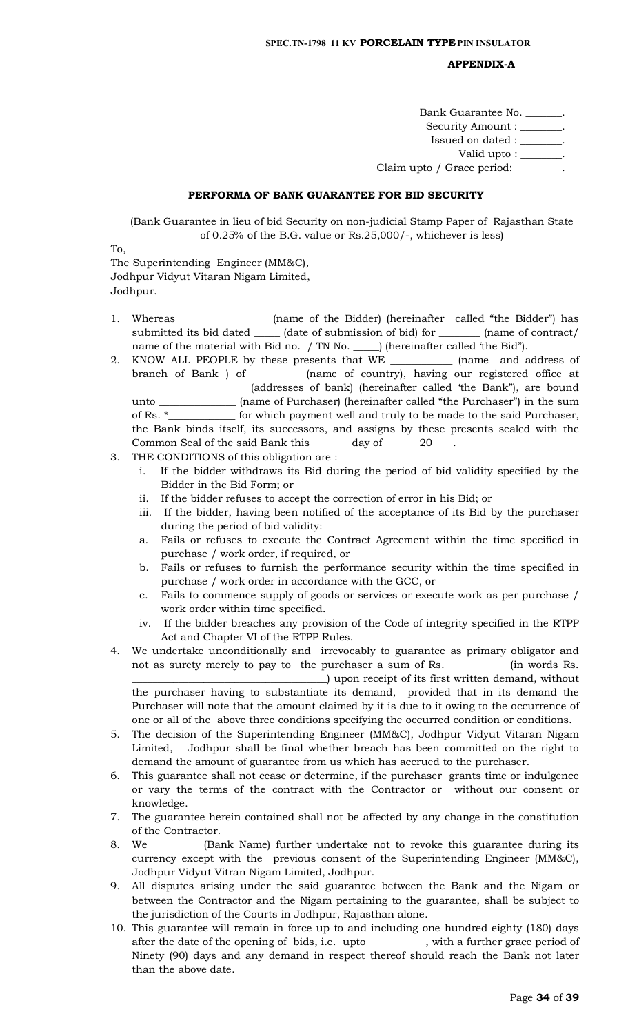**APPENDIX-A**

Bank Guarantee No. _______.
Security Amount : ________.
Issued on dated : ________.
Valid upto : ________.
Claim upto / Grace period: _________.

**PERFORMA OF BANK GUARANTEE FOR BID SECURITY**

(Bank Guarantee in lieu of bid Security on non-judicial Stamp Paper of Rajasthan State of 0.25% of the B.G. value or Rs.25,000/-, whichever is less)

To,
The Superintending Engineer (MM&C),
Jodhpur Vidyut Vitaran Nigam Limited,
Jodhpur.

1. Whereas ________________ (name of the Bidder) (hereinafter called "the Bidder") has submitted its bid dated _____ (date of submission of bid) for ________ (name of contract/ name of the material with Bid no. / TN No. _____) (hereinafter called 'the Bid").
2. KNOW ALL PEOPLE by these presents that WE ___________ (name and address of branch of Bank ) of ________ (name of country), having our registered office at _____________________ (addresses of bank) (hereinafter called 'the Bank"), are bound unto ______________ (name of Purchaser) (hereinafter called "the Purchaser") in the sum of Rs. *____________ for which payment well and truly to be made to the said Purchaser, the Bank binds itself, its successors, and assigns by these presents sealed with the Common Seal of the said Bank this _______ day of ______ 20____.
3. THE CONDITIONS of this obligation are :
   i. If the bidder withdraws its Bid during the period of bid validity specified by the Bidder in the Bid Form; or
   ii. If the bidder refuses to accept the correction of error in his Bid; or
   iii. If the bidder, having been notified of the acceptance of its Bid by the purchaser during the period of bid validity:
   a. Fails or refuses to execute the Contract Agreement within the time specified in purchase / work order, if required, or
   b. Fails or refuses to furnish the performance security within the time specified in purchase / work order in accordance with the GCC, or
   c. Fails to commence supply of goods or services or execute work as per purchase / work order within time specified.
   iv. If the bidder breaches any provision of the Code of integrity specified in the RTPP Act and Chapter VI of the RTPP Rules.
4. We undertake unconditionally and irrevocably to guarantee as primary obligator and not as surety merely to pay to the purchaser a sum of Rs. __________ (in words Rs. ___________________________________) upon receipt of its first written demand, without the purchaser having to substantiate its demand, provided that in its demand the Purchaser will note that the amount claimed by it is due to it owing to the occurrence of one or all of the above three conditions specifying the occurred condition or conditions.
5. The decision of the Superintending Engineer (MM&C), Jodhpur Vidyut Vitaran Nigam Limited, Jodhpur shall be final whether breach has been committed on the right to demand the amount of guarantee from us which has accrued to the purchaser.
6. This guarantee shall not cease or determine, if the purchaser grants time or indulgence or vary the terms of the contract with the Contractor or without our consent or knowledge.
7. The guarantee herein contained shall not be affected by any change in the constitution of the Contractor.
8. We _________(Bank Name) further undertake not to revoke this guarantee during its currency except with the previous consent of the Superintending Engineer (MM&C), Jodhpur Vidyut Vitran Nigam Limited, Jodhpur.
9. All disputes arising under the said guarantee between the Bank and the Nigam or between the Contractor and the Nigam pertaining to the guarantee, shall be subject to the jurisdiction of the Courts in Jodhpur, Rajasthan alone.
10. This guarantee will remain in force up to and including one hundred eighty (180) days after the date of the opening of bids, i.e. upto __________, with a further grace period of Ninety (90) days and any demand in respect thereof should reach the Bank not later than the above date.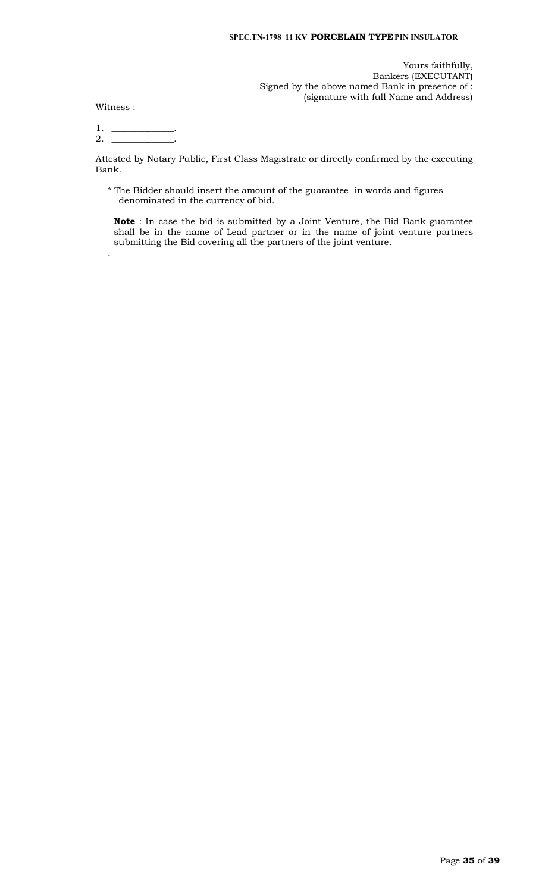Yours faithfully,
Bankers (EXECUTANT)
Signed by the above named Bank in presence of :
(signature with full Name and Address)

Witness :

1. _____________.
2. _____________.

Attested by Notary Public, First Class Magistrate or directly confirmed by the executing Bank.

* The Bidder should insert the amount of the guarantee in words and figures denominated in the currency of bid.

**Note** : In case the bid is submitted by a Joint Venture, the Bid Bank guarantee shall be in the name of Lead partner or in the name of joint venture partners submitting the Bid covering all the partners of the joint venture.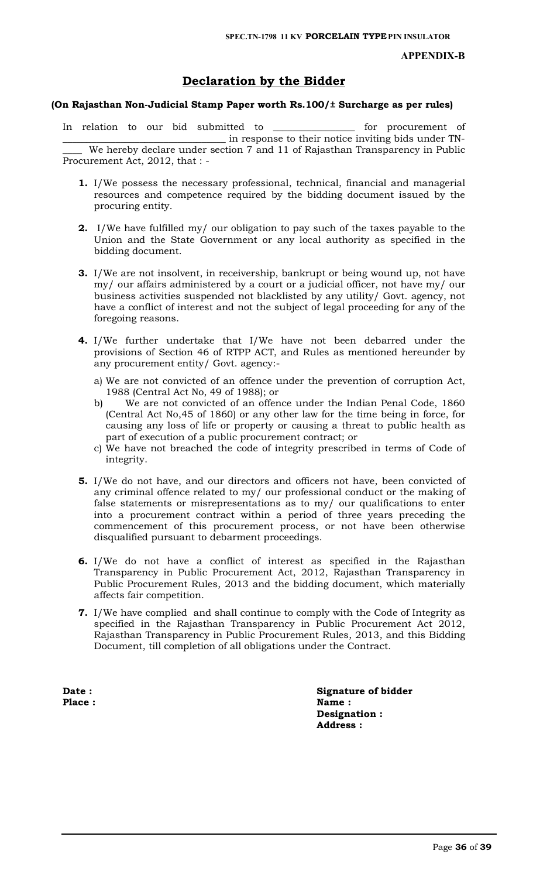**APPENDIX-B**

## Declaration by the Bidder

**(On Rajasthan Non-Judicial Stamp Paper worth Rs.100/± Surcharge as per rules)**

In relation to our bid submitted to ________________ for procurement of ________________________________ in response to their notice inviting bids under TN-____ We hereby declare under section 7 and 11 of Rajasthan Transparency in Public Procurement Act, 2012, that : -

**1.** I/We possess the necessary professional, technical, financial and managerial resources and competence required by the bidding document issued by the procuring entity.

**2.** I/We have fulfilled my/ our obligation to pay such of the taxes payable to the Union and the State Government or any local authority as specified in the bidding document.

**3.** I/We are not insolvent, in receivership, bankrupt or being wound up, not have my/ our affairs administered by a court or a judicial officer, not have my/ our business activities suspended not blacklisted by any utility/ Govt. agency, not have a conflict of interest and not the subject of legal proceeding for any of the foregoing reasons.

**4.** I/We further undertake that I/We have not been debarred under the provisions of Section 46 of RTPP ACT, and Rules as mentioned hereunder by any procurement entity/ Govt. agency:-

a) We are not convicted of an offence under the prevention of corruption Act, 1988 (Central Act No, 49 of 1988); or

b) We are not convicted of an offence under the Indian Penal Code, 1860 (Central Act No,45 of 1860) or any other law for the time being in force, for causing any loss of life or property or causing a threat to public health as part of execution of a public procurement contract; or

c) We have not breached the code of integrity prescribed in terms of Code of integrity.

**5.** I/We do not have, and our directors and officers not have, been convicted of any criminal offence related to my/ our professional conduct or the making of false statements or misrepresentations as to my/ our qualifications to enter into a procurement contract within a period of three years preceding the commencement of this procurement process, or not have been otherwise disqualified pursuant to debarment proceedings.

**6.** I/We do not have a conflict of interest as specified in the Rajasthan Transparency in Public Procurement Act, 2012, Rajasthan Transparency in Public Procurement Rules, 2013 and the bidding document, which materially affects fair competition.

**7.** I/We have complied and shall continue to comply with the Code of Integrity as specified in the Rajasthan Transparency in Public Procurement Act 2012, Rajasthan Transparency in Public Procurement Rules, 2013, and this Bidding Document, till completion of all obligations under the Contract.

**Date :**
**Place :**

**Signature of bidder**
**Name :**
**Designation :**
**Address :**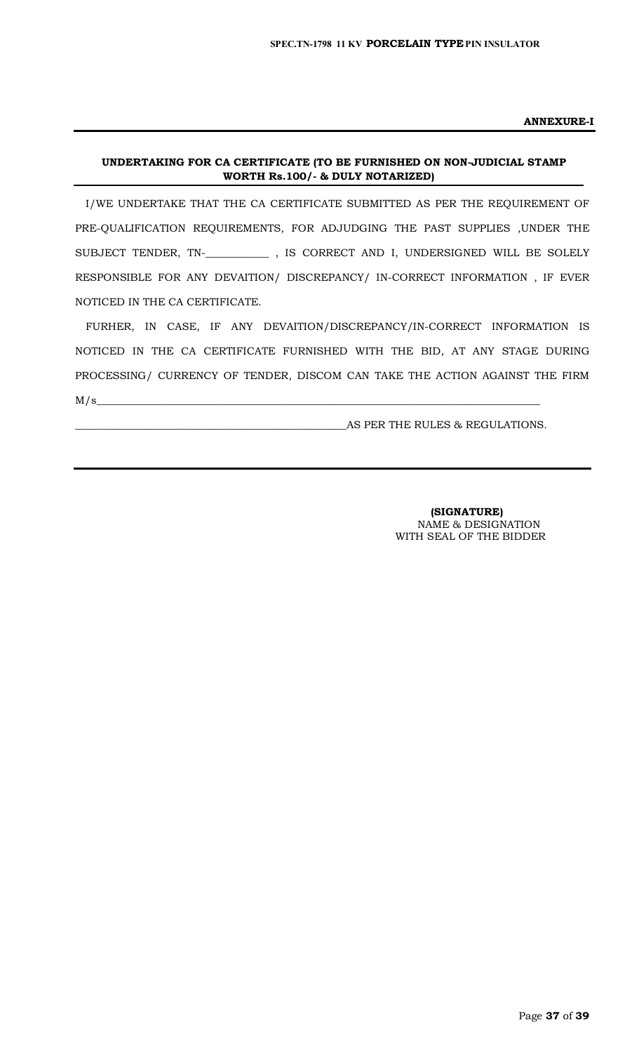**ANNEXURE-I**

---

**UNDERTAKING FOR CA CERTIFICATE (TO BE FURNISHED ON NON-JUDICIAL STAMP WORTH Rs.100/- & DULY NOTARIZED)**

I/WE UNDERTAKE THAT THE CA CERTIFICATE SUBMITTED AS PER THE REQUIREMENT OF PRE-QUALIFICATION REQUIREMENTS, FOR ADJUDGING THE PAST SUPPLIES ,UNDER THE SUBJECT TENDER, TN-___________ , IS CORRECT AND I, UNDERSIGNED WILL BE SOLELY RESPONSIBLE FOR ANY DEVAITION/ DISCREPANCY/ IN-CORRECT INFORMATION , IF EVER NOTICED IN THE CA CERTIFICATE.

FURHER, IN CASE, IF ANY DEVAITION/DISCREPANCY/IN-CORRECT INFORMATION IS NOTICED IN THE CA CERTIFICATE FURNISHED WITH THE BID, AT ANY STAGE DURING PROCESSING/ CURRENCY OF TENDER, DISCOM CAN TAKE THE ACTION AGAINST THE FIRM M/s________________________________________________________________________________

________________________________________________AS PER THE RULES & REGULATIONS.

---

**(SIGNATURE)**
NAME & DESIGNATION
WITH SEAL OF THE BIDDER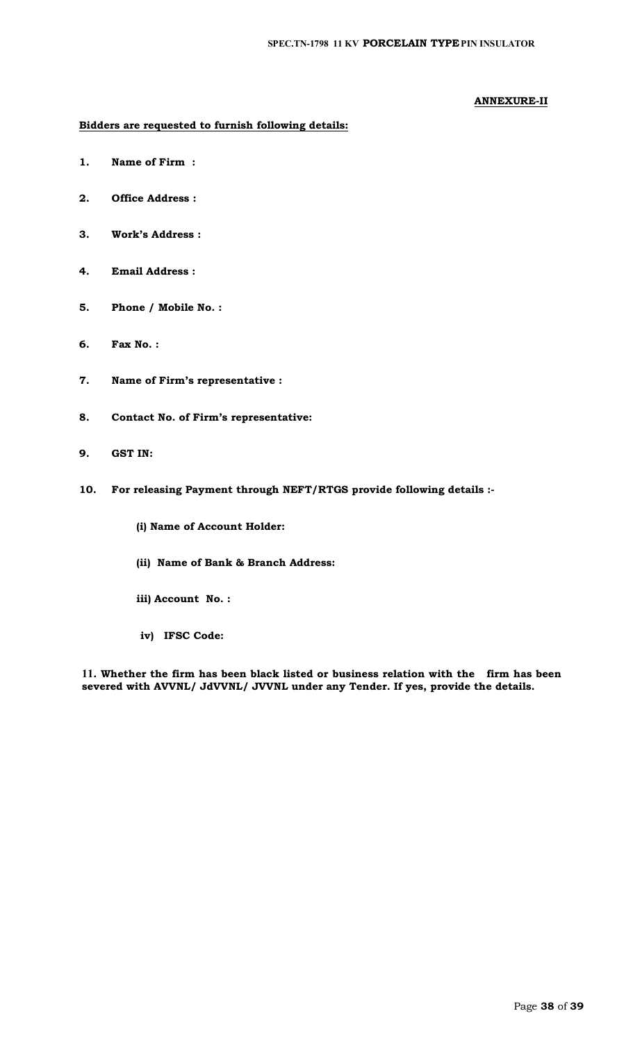**ANNEXURE-II**

**Bidders are requested to furnish following details:**

1. **Name of Firm :**

2. **Office Address :**

3. **Work's Address :**

4. **Email Address :**

5. **Phone / Mobile No. :**

6. **Fax No. :**

7. **Name of Firm's representative :**

8. **Contact No. of Firm's representative:**

9. **GST IN:**

10. **For releasing Payment through NEFT/RTGS provide following details :-**

    **(i) Name of Account Holder:**

    **(ii) Name of Bank & Branch Address:**

    **iii) Account No. :**

    **iv) IFSC Code:**

11. **Whether the firm has been black listed or business relation with the firm has been severed with AVVNL/ JdVVNL/ JVVNL under any Tender. If yes, provide the details.**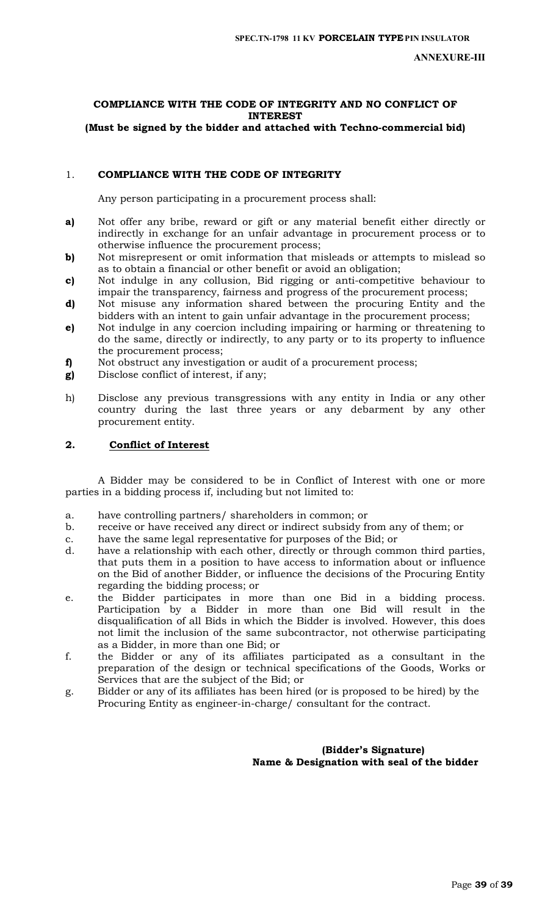**ANNEXURE-III**

# COMPLIANCE WITH THE CODE OF INTEGRITY AND NO CONFLICT OF INTEREST

**(Must be signed by the bidder and attached with Techno-commercial bid)**

## 1. COMPLIANCE WITH THE CODE OF INTEGRITY

Any person participating in a procurement process shall:

**a)** Not offer any bribe, reward or gift or any material benefit either directly or indirectly in exchange for an unfair advantage in procurement process or to otherwise influence the procurement process;

**b)** Not misrepresent or omit information that misleads or attempts to mislead so as to obtain a financial or other benefit or avoid an obligation;

**c)** Not indulge in any collusion, Bid rigging or anti-competitive behaviour to impair the transparency, fairness and progress of the procurement process;

**d)** Not misuse any information shared between the procuring Entity and the bidders with an intent to gain unfair advantage in the procurement process;

**e)** Not indulge in any coercion including impairing or harming or threatening to do the same, directly or indirectly, to any party or to its property to influence the procurement process;

**f)** Not obstruct any investigation or audit of a procurement process;

**g)** Disclose conflict of interest, if any;

h) Disclose any previous transgressions with any entity in India or any other country during the last three years or any debarment by any other procurement entity.

## 2. Conflict of Interest

A Bidder may be considered to be in Conflict of Interest with one or more parties in a bidding process if, including but not limited to:

a. have controlling partners/ shareholders in common; or

b. receive or have received any direct or indirect subsidy from any of them; or

c. have the same legal representative for purposes of the Bid; or

d. have a relationship with each other, directly or through common third parties, that puts them in a position to have access to information about or influence on the Bid of another Bidder, or influence the decisions of the Procuring Entity regarding the bidding process; or

e. the Bidder participates in more than one Bid in a bidding process. Participation by a Bidder in more than one Bid will result in the disqualification of all Bids in which the Bidder is involved. However, this does not limit the inclusion of the same subcontractor, not otherwise participating as a Bidder, in more than one Bid; or

f. the Bidder or any of its affiliates participated as a consultant in the preparation of the design or technical specifications of the Goods, Works or Services that are the subject of the Bid; or

g. Bidder or any of its affiliates has been hired (or is proposed to be hired) by the Procuring Entity as engineer-in-charge/ consultant for the contract.

**(Bidder's Signature)**

**Name & Designation with seal of the bidder**